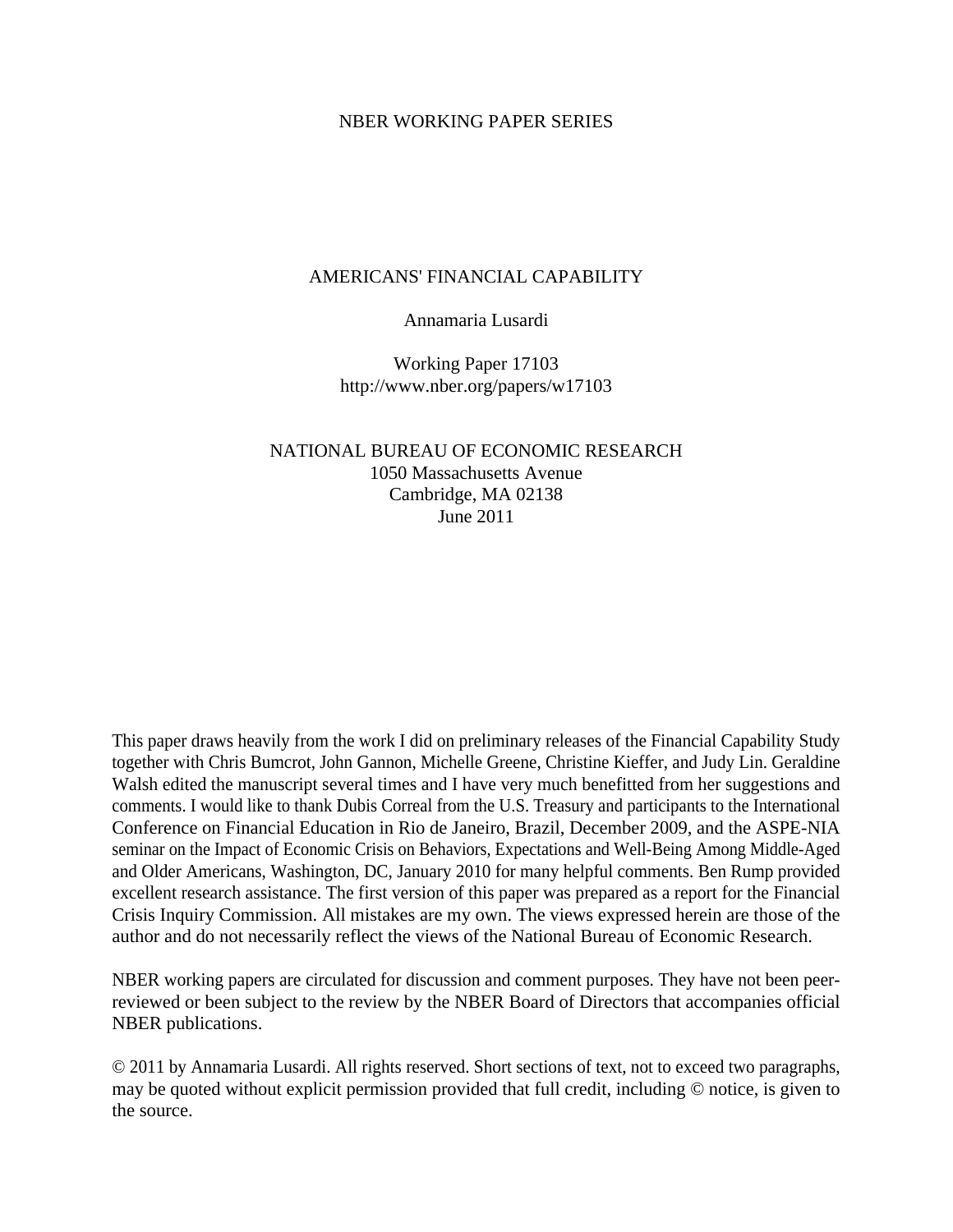NBER WORKING PAPER SERIES

# AMERICANS' FINANCIAL CAPABILITY

Annamaria Lusardi

Working Paper 17103
http://www.nber.org/papers/w17103

NATIONAL BUREAU OF ECONOMIC RESEARCH
1050 Massachusetts Avenue
Cambridge, MA 02138
June 2011

This paper draws heavily from the work I did on preliminary releases of the Financial Capability Study together with Chris Bumcrot, John Gannon, Michelle Greene, Christine Kieffer, and Judy Lin. Geraldine Walsh edited the manuscript several times and I have very much benefitted from her suggestions and comments. I would like to thank Dubis Correal from the U.S. Treasury and participants to the International Conference on Financial Education in Rio de Janeiro, Brazil, December 2009, and the ASPE-NIA seminar on the Impact of Economic Crisis on Behaviors, Expectations and Well-Being Among Middle-Aged and Older Americans, Washington, DC, January 2010 for many helpful comments. Ben Rump provided excellent research assistance. The first version of this paper was prepared as a report for the Financial Crisis Inquiry Commission. All mistakes are my own. The views expressed herein are those of the author and do not necessarily reflect the views of the National Bureau of Economic Research.

NBER working papers are circulated for discussion and comment purposes. They have not been peer-reviewed or been subject to the review by the NBER Board of Directors that accompanies official NBER publications.

© 2011 by Annamaria Lusardi. All rights reserved. Short sections of text, not to exceed two paragraphs, may be quoted without explicit permission provided that full credit, including © notice, is given to the source.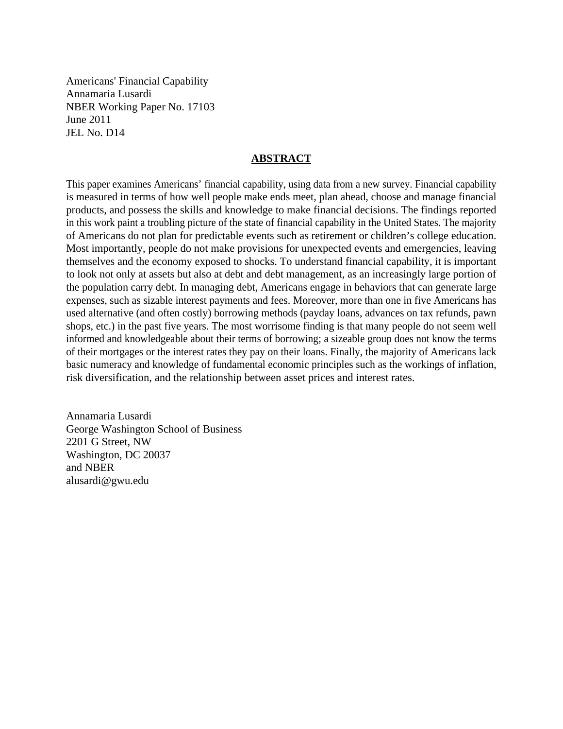Americans' Financial Capability
Annamaria Lusardi
NBER Working Paper No. 17103
June 2011
JEL No. D14

## ABSTRACT

This paper examines Americans' financial capability, using data from a new survey. Financial capability is measured in terms of how well people make ends meet, plan ahead, choose and manage financial products, and possess the skills and knowledge to make financial decisions. The findings reported in this work paint a troubling picture of the state of financial capability in the United States. The majority of Americans do not plan for predictable events such as retirement or children's college education. Most importantly, people do not make provisions for unexpected events and emergencies, leaving themselves and the economy exposed to shocks. To understand financial capability, it is important to look not only at assets but also at debt and debt management, as an increasingly large portion of the population carry debt. In managing debt, Americans engage in behaviors that can generate large expenses, such as sizable interest payments and fees. Moreover, more than one in five Americans has used alternative (and often costly) borrowing methods (payday loans, advances on tax refunds, pawn shops, etc.) in the past five years. The most worrisome finding is that many people do not seem well informed and knowledgeable about their terms of borrowing; a sizeable group does not know the terms of their mortgages or the interest rates they pay on their loans. Finally, the majority of Americans lack basic numeracy and knowledge of fundamental economic principles such as the workings of inflation, risk diversification, and the relationship between asset prices and interest rates.

Annamaria Lusardi
George Washington School of Business
2201 G Street, NW
Washington, DC 20037
and NBER
alusardi@gwu.edu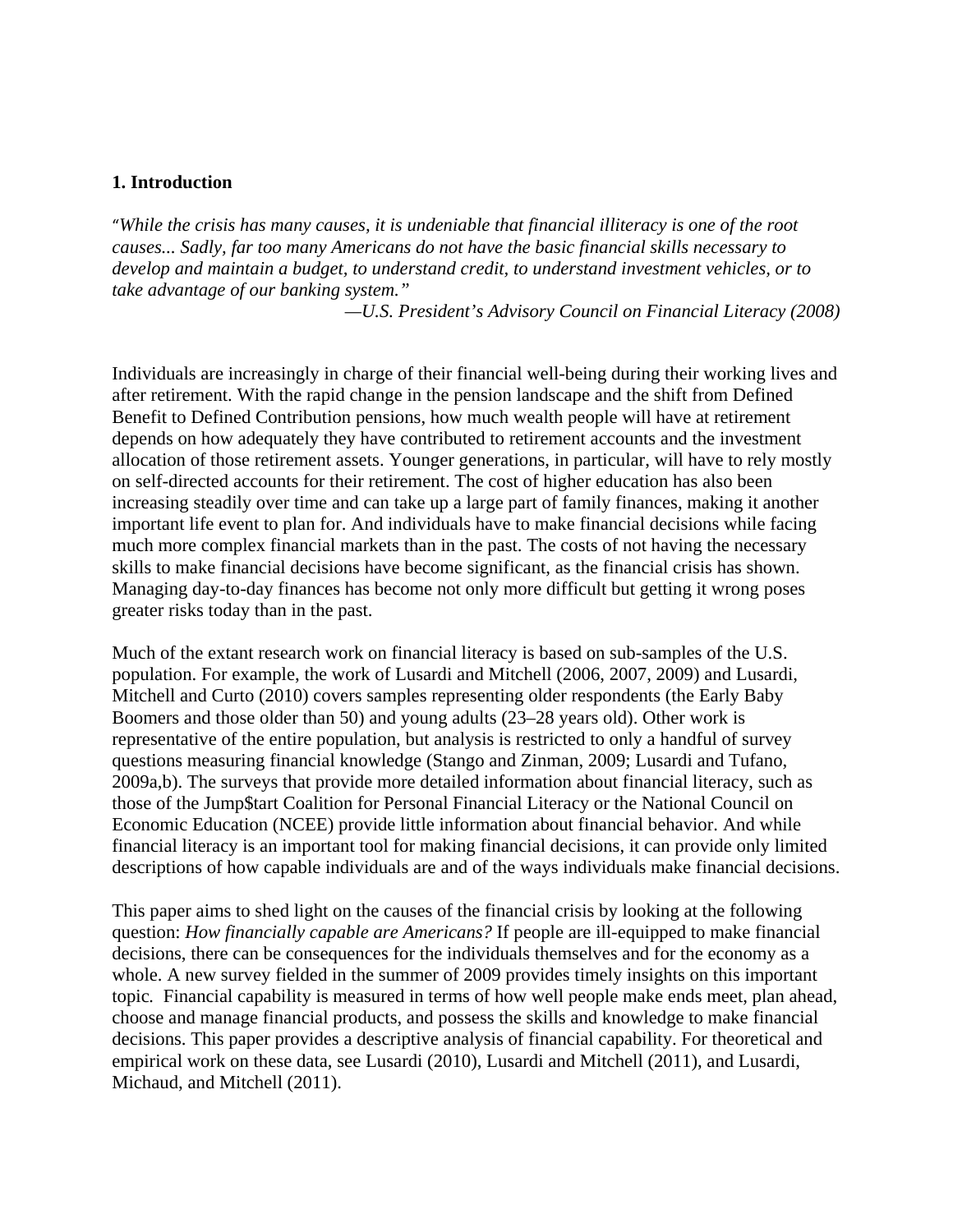## 1. Introduction

"*While the crisis has many causes, it is undeniable that financial illiteracy is one of the root causes... Sadly, far too many Americans do not have the basic financial skills necessary to develop and maintain a budget, to understand credit, to understand investment vehicles, or to take advantage of our banking system."*

*—U.S. President's Advisory Council on Financial Literacy (2008)*

Individuals are increasingly in charge of their financial well-being during their working lives and after retirement. With the rapid change in the pension landscape and the shift from Defined Benefit to Defined Contribution pensions, how much wealth people will have at retirement depends on how adequately they have contributed to retirement accounts and the investment allocation of those retirement assets. Younger generations, in particular, will have to rely mostly on self-directed accounts for their retirement. The cost of higher education has also been increasing steadily over time and can take up a large part of family finances, making it another important life event to plan for. And individuals have to make financial decisions while facing much more complex financial markets than in the past. The costs of not having the necessary skills to make financial decisions have become significant, as the financial crisis has shown. Managing day-to-day finances has become not only more difficult but getting it wrong poses greater risks today than in the past.

Much of the extant research work on financial literacy is based on sub-samples of the U.S. population. For example, the work of Lusardi and Mitchell (2006, 2007, 2009) and Lusardi, Mitchell and Curto (2010) covers samples representing older respondents (the Early Baby Boomers and those older than 50) and young adults (23–28 years old). Other work is representative of the entire population, but analysis is restricted to only a handful of survey questions measuring financial knowledge (Stango and Zinman, 2009; Lusardi and Tufano, 2009a,b). The surveys that provide more detailed information about financial literacy, such as those of the Jump$tart Coalition for Personal Financial Literacy or the National Council on Economic Education (NCEE) provide little information about financial behavior. And while financial literacy is an important tool for making financial decisions, it can provide only limited descriptions of how capable individuals are and of the ways individuals make financial decisions.

This paper aims to shed light on the causes of the financial crisis by looking at the following question: *How financially capable are Americans?* If people are ill-equipped to make financial decisions, there can be consequences for the individuals themselves and for the economy as a whole. A new survey fielded in the summer of 2009 provides timely insights on this important topic. Financial capability is measured in terms of how well people make ends meet, plan ahead, choose and manage financial products, and possess the skills and knowledge to make financial decisions. This paper provides a descriptive analysis of financial capability. For theoretical and empirical work on these data, see Lusardi (2010), Lusardi and Mitchell (2011), and Lusardi, Michaud, and Mitchell (2011).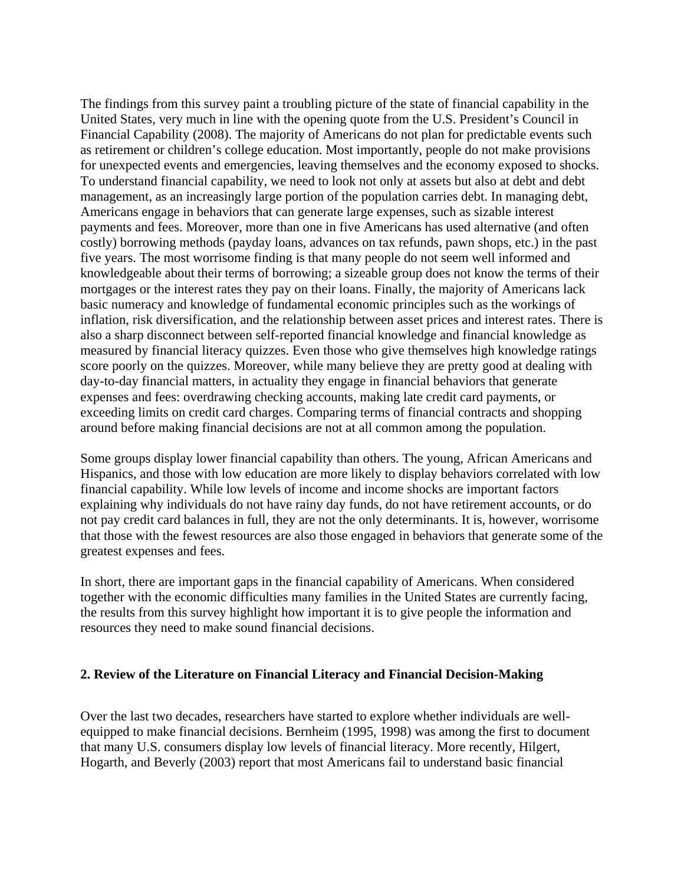The findings from this survey paint a troubling picture of the state of financial capability in the United States, very much in line with the opening quote from the U.S. President's Council in Financial Capability (2008). The majority of Americans do not plan for predictable events such as retirement or children's college education. Most importantly, people do not make provisions for unexpected events and emergencies, leaving themselves and the economy exposed to shocks. To understand financial capability, we need to look not only at assets but also at debt and debt management, as an increasingly large portion of the population carries debt. In managing debt, Americans engage in behaviors that can generate large expenses, such as sizable interest payments and fees. Moreover, more than one in five Americans has used alternative (and often costly) borrowing methods (payday loans, advances on tax refunds, pawn shops, etc.) in the past five years. The most worrisome finding is that many people do not seem well informed and knowledgeable about their terms of borrowing; a sizeable group does not know the terms of their mortgages or the interest rates they pay on their loans. Finally, the majority of Americans lack basic numeracy and knowledge of fundamental economic principles such as the workings of inflation, risk diversification, and the relationship between asset prices and interest rates. There is also a sharp disconnect between self-reported financial knowledge and financial knowledge as measured by financial literacy quizzes. Even those who give themselves high knowledge ratings score poorly on the quizzes. Moreover, while many believe they are pretty good at dealing with day-to-day financial matters, in actuality they engage in financial behaviors that generate expenses and fees: overdrawing checking accounts, making late credit card payments, or exceeding limits on credit card charges. Comparing terms of financial contracts and shopping around before making financial decisions are not at all common among the population.

Some groups display lower financial capability than others. The young, African Americans and Hispanics, and those with low education are more likely to display behaviors correlated with low financial capability. While low levels of income and income shocks are important factors explaining why individuals do not have rainy day funds, do not have retirement accounts, or do not pay credit card balances in full, they are not the only determinants. It is, however, worrisome that those with the fewest resources are also those engaged in behaviors that generate some of the greatest expenses and fees.

In short, there are important gaps in the financial capability of Americans. When considered together with the economic difficulties many families in the United States are currently facing, the results from this survey highlight how important it is to give people the information and resources they need to make sound financial decisions.

## 2. Review of the Literature on Financial Literacy and Financial Decision-Making

Over the last two decades, researchers have started to explore whether individuals are well-equipped to make financial decisions. Bernheim (1995, 1998) was among the first to document that many U.S. consumers display low levels of financial literacy. More recently, Hilgert, Hogarth, and Beverly (2003) report that most Americans fail to understand basic financial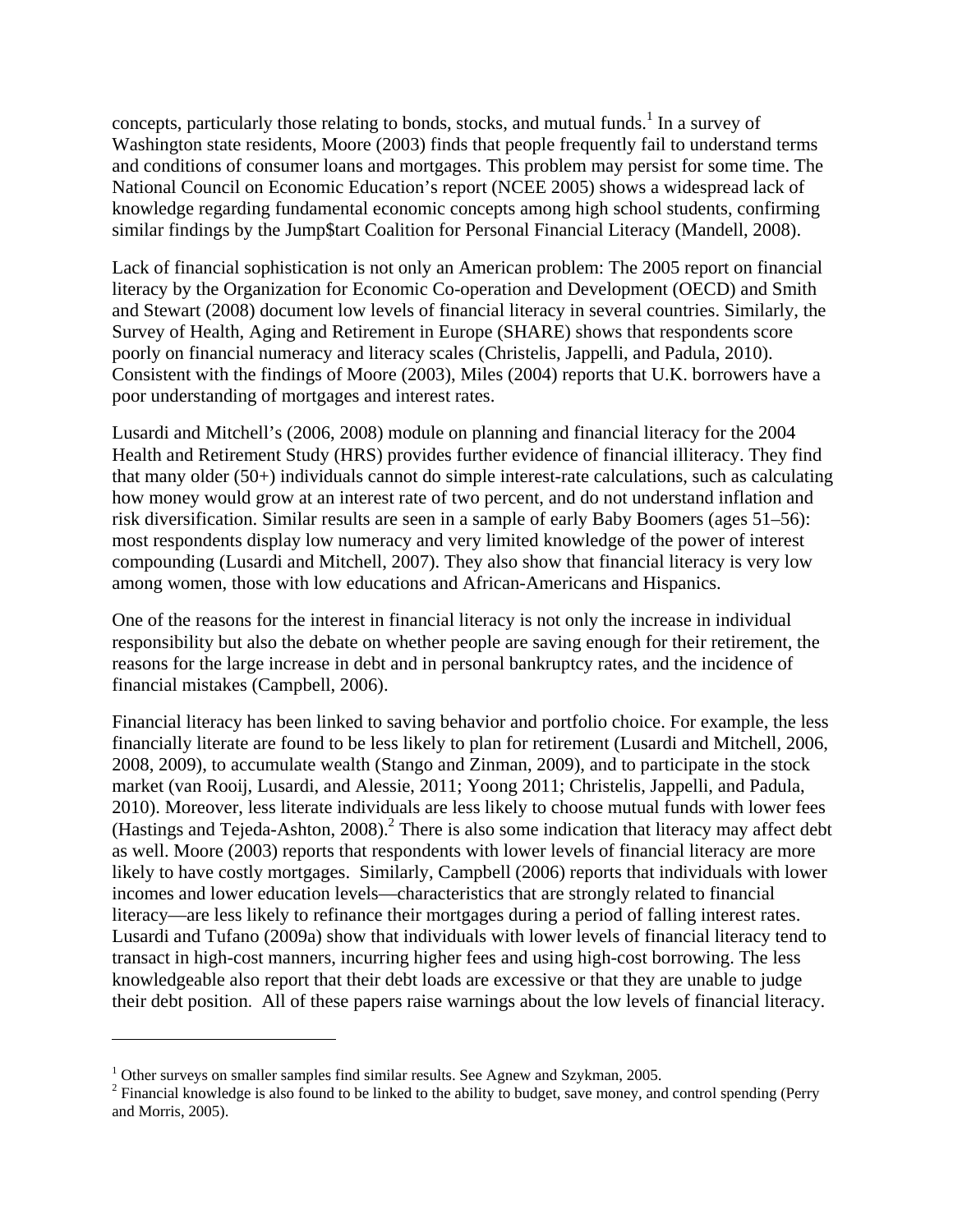concepts, particularly those relating to bonds, stocks, and mutual funds.[1] In a survey of Washington state residents, Moore (2003) finds that people frequently fail to understand terms and conditions of consumer loans and mortgages. This problem may persist for some time. The National Council on Economic Education's report (NCEE 2005) shows a widespread lack of knowledge regarding fundamental economic concepts among high school students, confirming similar findings by the Jump$tart Coalition for Personal Financial Literacy (Mandell, 2008).

Lack of financial sophistication is not only an American problem: The 2005 report on financial literacy by the Organization for Economic Co-operation and Development (OECD) and Smith and Stewart (2008) document low levels of financial literacy in several countries. Similarly, the Survey of Health, Aging and Retirement in Europe (SHARE) shows that respondents score poorly on financial numeracy and literacy scales (Christelis, Jappelli, and Padula, 2010). Consistent with the findings of Moore (2003), Miles (2004) reports that U.K. borrowers have a poor understanding of mortgages and interest rates.

Lusardi and Mitchell's (2006, 2008) module on planning and financial literacy for the 2004 Health and Retirement Study (HRS) provides further evidence of financial illiteracy. They find that many older (50+) individuals cannot do simple interest-rate calculations, such as calculating how money would grow at an interest rate of two percent, and do not understand inflation and risk diversification. Similar results are seen in a sample of early Baby Boomers (ages 51–56): most respondents display low numeracy and very limited knowledge of the power of interest compounding (Lusardi and Mitchell, 2007). They also show that financial literacy is very low among women, those with low educations and African-Americans and Hispanics.

One of the reasons for the interest in financial literacy is not only the increase in individual responsibility but also the debate on whether people are saving enough for their retirement, the reasons for the large increase in debt and in personal bankruptcy rates, and the incidence of financial mistakes (Campbell, 2006).

Financial literacy has been linked to saving behavior and portfolio choice. For example, the less financially literate are found to be less likely to plan for retirement (Lusardi and Mitchell, 2006, 2008, 2009), to accumulate wealth (Stango and Zinman, 2009), and to participate in the stock market (van Rooij, Lusardi, and Alessie, 2011; Yoong 2011; Christelis, Jappelli, and Padula, 2010). Moreover, less literate individuals are less likely to choose mutual funds with lower fees (Hastings and Tejeda-Ashton, 2008).[2] There is also some indication that literacy may affect debt as well. Moore (2003) reports that respondents with lower levels of financial literacy are more likely to have costly mortgages. Similarly, Campbell (2006) reports that individuals with lower incomes and lower education levels—characteristics that are strongly related to financial literacy—are less likely to refinance their mortgages during a period of falling interest rates. Lusardi and Tufano (2009a) show that individuals with lower levels of financial literacy tend to transact in high-cost manners, incurring higher fees and using high-cost borrowing. The less knowledgeable also report that their debt loads are excessive or that they are unable to judge their debt position. All of these papers raise warnings about the low levels of financial literacy.

---

[1] Other surveys on smaller samples find similar results. See Agnew and Szykman, 2005.

[2] Financial knowledge is also found to be linked to the ability to budget, save money, and control spending (Perry and Morris, 2005).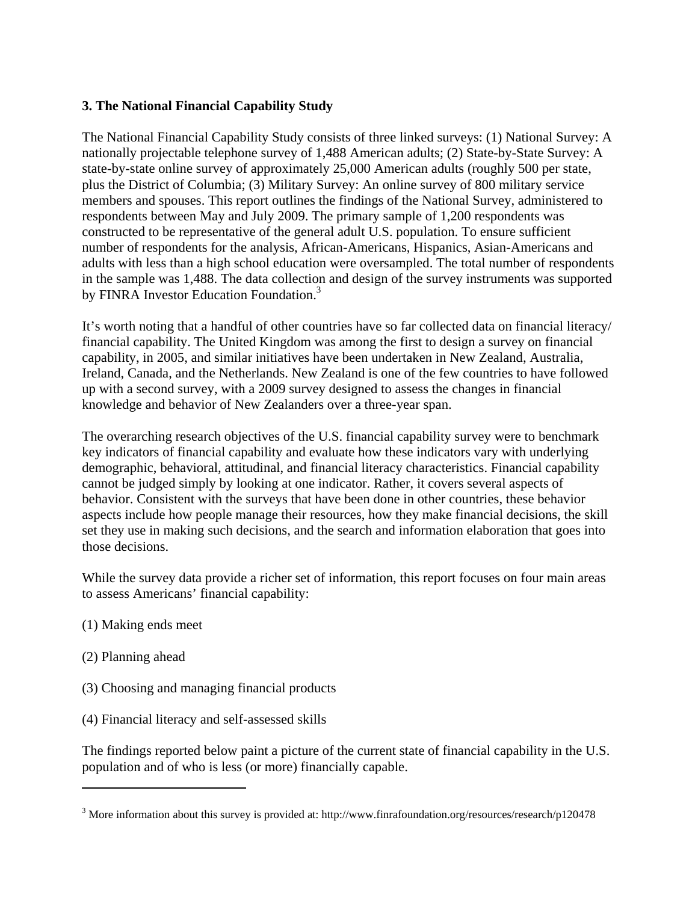## 3. The National Financial Capability Study

The National Financial Capability Study consists of three linked surveys: (1) National Survey: A nationally projectable telephone survey of 1,488 American adults; (2) State-by-State Survey: A state-by-state online survey of approximately 25,000 American adults (roughly 500 per state, plus the District of Columbia; (3) Military Survey: An online survey of 800 military service members and spouses. This report outlines the findings of the National Survey, administered to respondents between May and July 2009. The primary sample of 1,200 respondents was constructed to be representative of the general adult U.S. population. To ensure sufficient number of respondents for the analysis, African-Americans, Hispanics, Asian-Americans and adults with less than a high school education were oversampled. The total number of respondents in the sample was 1,488. The data collection and design of the survey instruments was supported by FINRA Investor Education Foundation.[3]

It's worth noting that a handful of other countries have so far collected data on financial literacy/ financial capability. The United Kingdom was among the first to design a survey on financial capability, in 2005, and similar initiatives have been undertaken in New Zealand, Australia, Ireland, Canada, and the Netherlands. New Zealand is one of the few countries to have followed up with a second survey, with a 2009 survey designed to assess the changes in financial knowledge and behavior of New Zealanders over a three-year span.

The overarching research objectives of the U.S. financial capability survey were to benchmark key indicators of financial capability and evaluate how these indicators vary with underlying demographic, behavioral, attitudinal, and financial literacy characteristics. Financial capability cannot be judged simply by looking at one indicator. Rather, it covers several aspects of behavior. Consistent with the surveys that have been done in other countries, these behavior aspects include how people manage their resources, how they make financial decisions, the skill set they use in making such decisions, and the search and information elaboration that goes into those decisions.

While the survey data provide a richer set of information, this report focuses on four main areas to assess Americans' financial capability:

(1) Making ends meet

(2) Planning ahead

(3) Choosing and managing financial products

(4) Financial literacy and self-assessed skills

The findings reported below paint a picture of the current state of financial capability in the U.S. population and of who is less (or more) financially capable.

---

[3] More information about this survey is provided at: http://www.finrafoundation.org/resources/research/p120478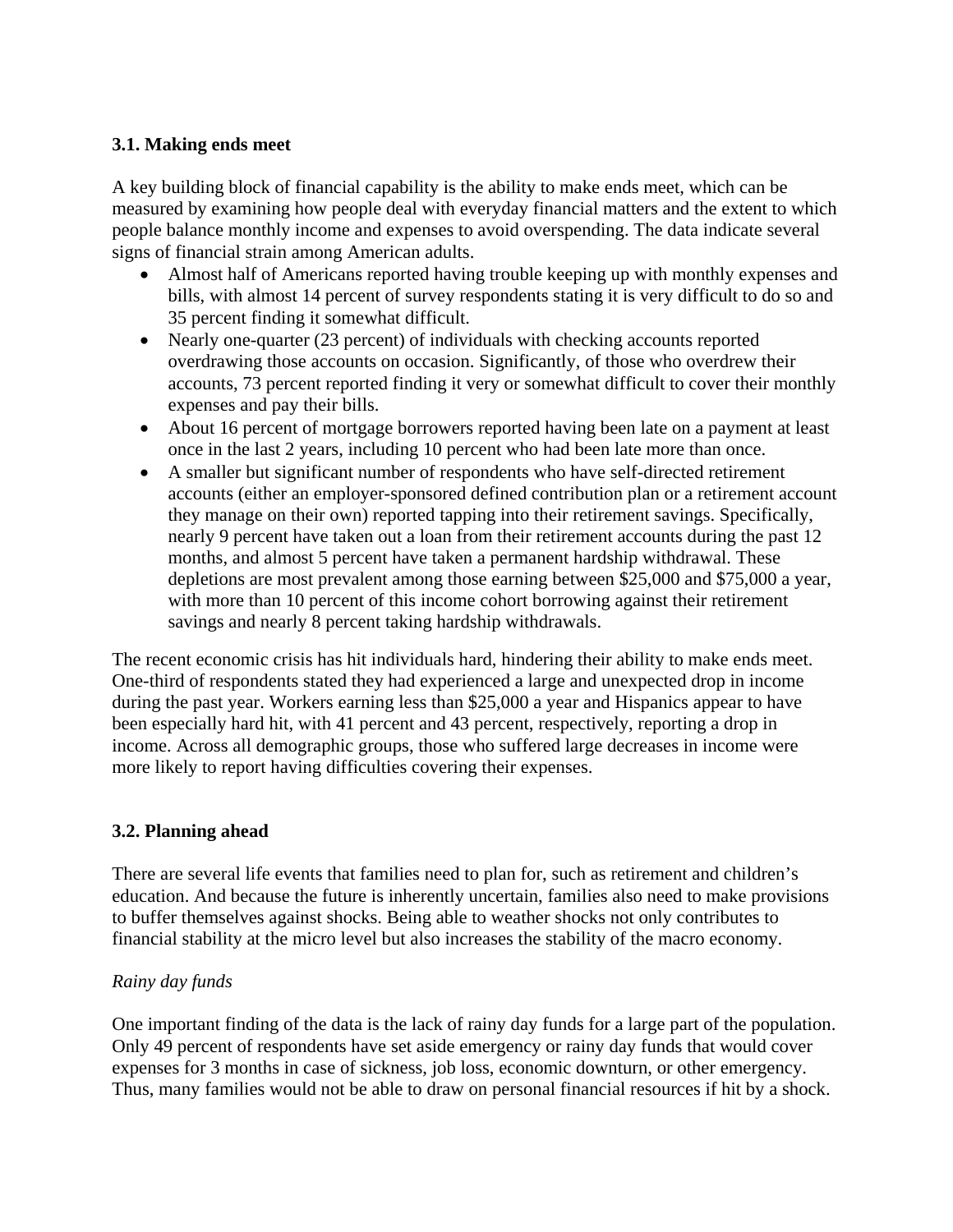### 3.1. Making ends meet

A key building block of financial capability is the ability to make ends meet, which can be measured by examining how people deal with everyday financial matters and the extent to which people balance monthly income and expenses to avoid overspending. The data indicate several signs of financial strain among American adults.

- Almost half of Americans reported having trouble keeping up with monthly expenses and bills, with almost 14 percent of survey respondents stating it is very difficult to do so and 35 percent finding it somewhat difficult.
- Nearly one-quarter (23 percent) of individuals with checking accounts reported overdrawing those accounts on occasion. Significantly, of those who overdrew their accounts, 73 percent reported finding it very or somewhat difficult to cover their monthly expenses and pay their bills.
- About 16 percent of mortgage borrowers reported having been late on a payment at least once in the last 2 years, including 10 percent who had been late more than once.
- A smaller but significant number of respondents who have self-directed retirement accounts (either an employer-sponsored defined contribution plan or a retirement account they manage on their own) reported tapping into their retirement savings. Specifically, nearly 9 percent have taken out a loan from their retirement accounts during the past 12 months, and almost 5 percent have taken a permanent hardship withdrawal. These depletions are most prevalent among those earning between $25,000 and $75,000 a year, with more than 10 percent of this income cohort borrowing against their retirement savings and nearly 8 percent taking hardship withdrawals.

The recent economic crisis has hit individuals hard, hindering their ability to make ends meet. One-third of respondents stated they had experienced a large and unexpected drop in income during the past year. Workers earning less than $25,000 a year and Hispanics appear to have been especially hard hit, with 41 percent and 43 percent, respectively, reporting a drop in income. Across all demographic groups, those who suffered large decreases in income were more likely to report having difficulties covering their expenses.

### 3.2. Planning ahead

There are several life events that families need to plan for, such as retirement and children's education. And because the future is inherently uncertain, families also need to make provisions to buffer themselves against shocks. Being able to weather shocks not only contributes to financial stability at the micro level but also increases the stability of the macro economy.

*Rainy day funds*

One important finding of the data is the lack of rainy day funds for a large part of the population. Only 49 percent of respondents have set aside emergency or rainy day funds that would cover expenses for 3 months in case of sickness, job loss, economic downturn, or other emergency. Thus, many families would not be able to draw on personal financial resources if hit by a shock.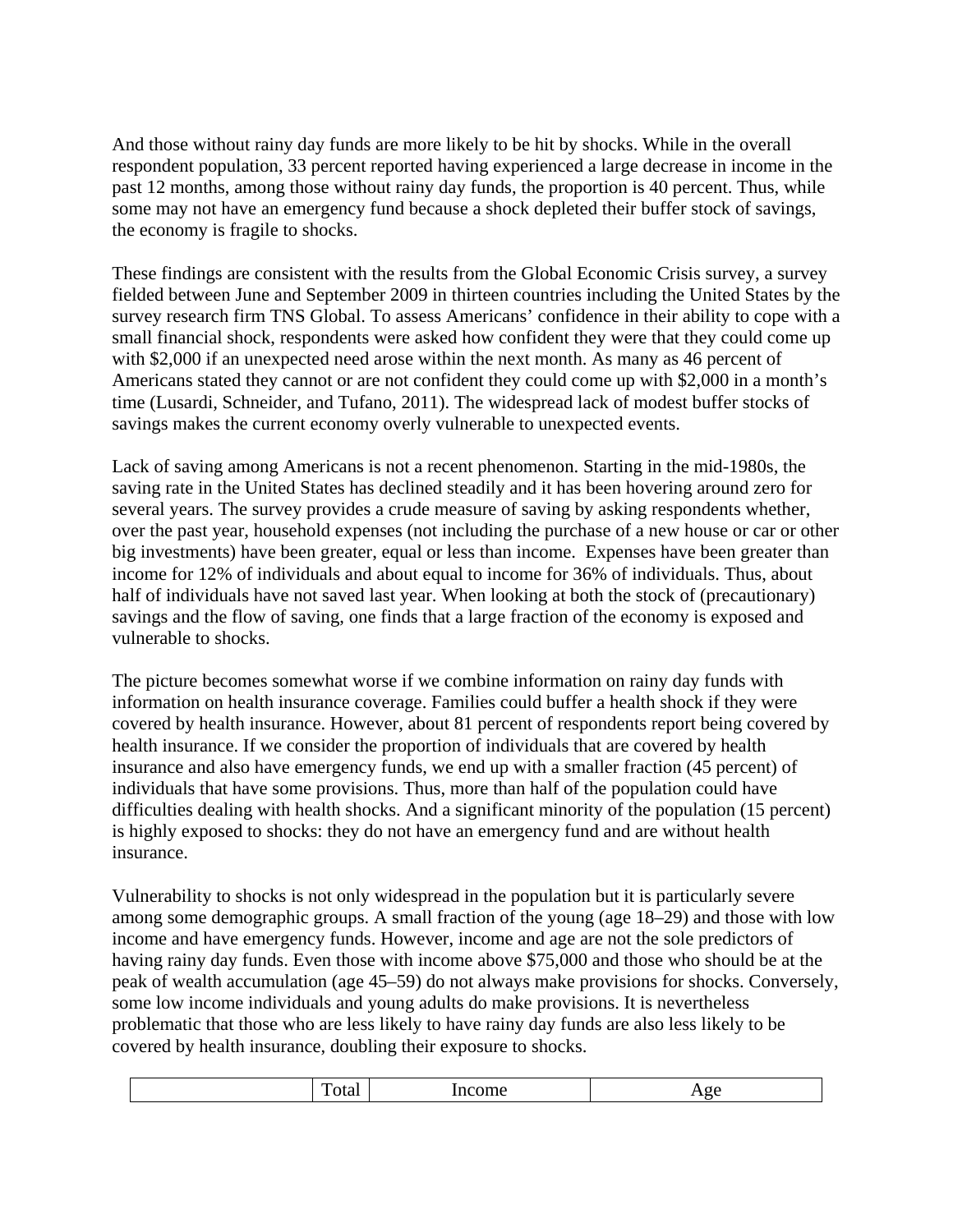And those without rainy day funds are more likely to be hit by shocks. While in the overall respondent population, 33 percent reported having experienced a large decrease in income in the past 12 months, among those without rainy day funds, the proportion is 40 percent. Thus, while some may not have an emergency fund because a shock depleted their buffer stock of savings, the economy is fragile to shocks.

These findings are consistent with the results from the Global Economic Crisis survey, a survey fielded between June and September 2009 in thirteen countries including the United States by the survey research firm TNS Global. To assess Americans' confidence in their ability to cope with a small financial shock, respondents were asked how confident they were that they could come up with $2,000 if an unexpected need arose within the next month. As many as 46 percent of Americans stated they cannot or are not confident they could come up with $2,000 in a month's time (Lusardi, Schneider, and Tufano, 2011). The widespread lack of modest buffer stocks of savings makes the current economy overly vulnerable to unexpected events.

Lack of saving among Americans is not a recent phenomenon. Starting in the mid-1980s, the saving rate in the United States has declined steadily and it has been hovering around zero for several years. The survey provides a crude measure of saving by asking respondents whether, over the past year, household expenses (not including the purchase of a new house or car or other big investments) have been greater, equal or less than income. Expenses have been greater than income for 12% of individuals and about equal to income for 36% of individuals. Thus, about half of individuals have not saved last year. When looking at both the stock of (precautionary) savings and the flow of saving, one finds that a large fraction of the economy is exposed and vulnerable to shocks.

The picture becomes somewhat worse if we combine information on rainy day funds with information on health insurance coverage. Families could buffer a health shock if they were covered by health insurance. However, about 81 percent of respondents report being covered by health insurance. If we consider the proportion of individuals that are covered by health insurance and also have emergency funds, we end up with a smaller fraction (45 percent) of individuals that have some provisions. Thus, more than half of the population could have difficulties dealing with health shocks. And a significant minority of the population (15 percent) is highly exposed to shocks: they do not have an emergency fund and are without health insurance.

Vulnerability to shocks is not only widespread in the population but it is particularly severe among some demographic groups. A small fraction of the young (age 18–29) and those with low income and have emergency funds. However, income and age are not the sole predictors of having rainy day funds. Even those with income above $75,000 and those who should be at the peak of wealth accumulation (age 45–59) do not always make provisions for shocks. Conversely, some low income individuals and young adults do make provisions. It is nevertheless problematic that those who are less likely to have rainy day funds are also less likely to be covered by health insurance, doubling their exposure to shocks.

| | Total | Income | Age |
|---|---|---|---|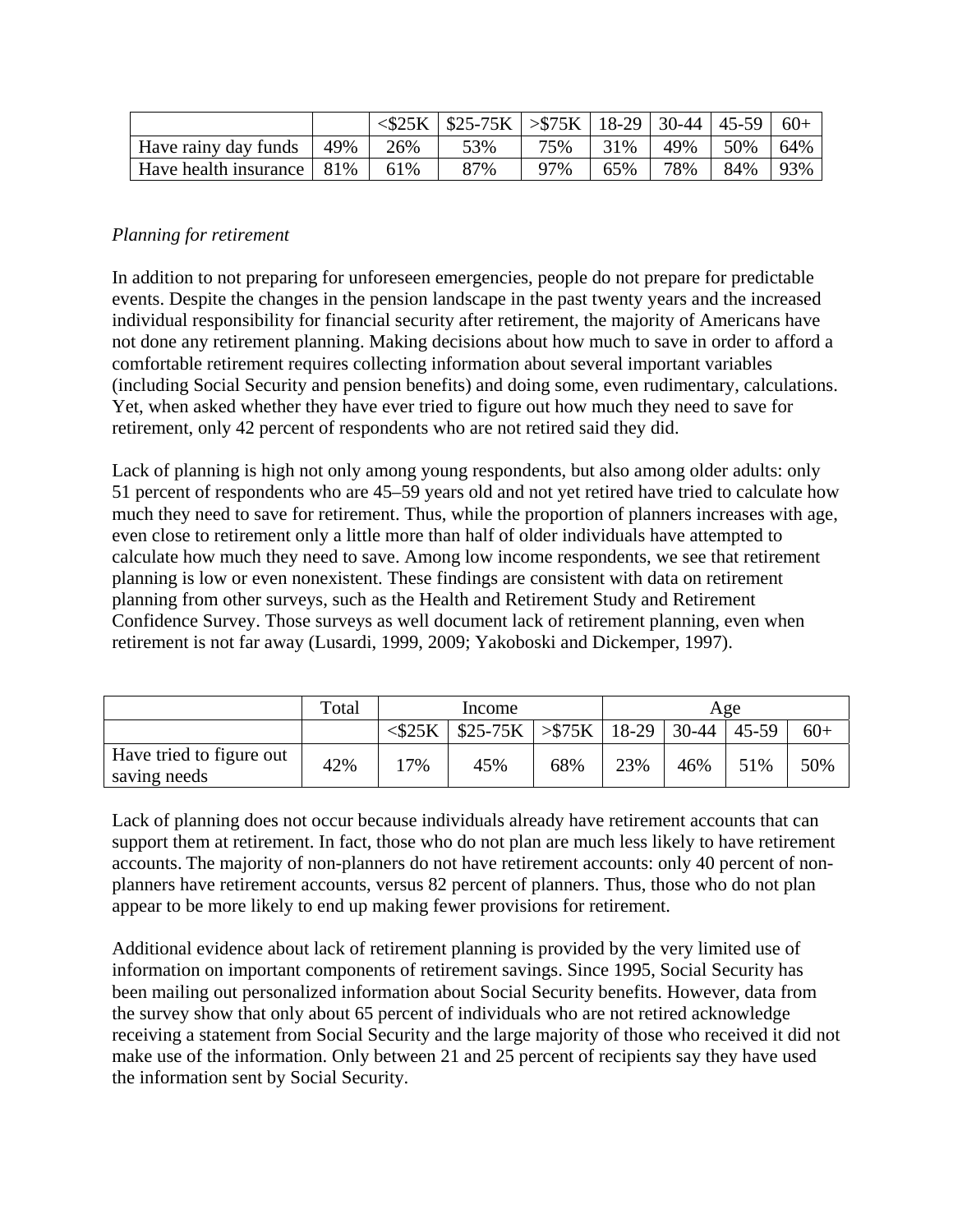| | | <$25K | $25-75K | >$75K | 18-29 | 30-44 | 45-59 | 60+ |
|---|---|---|---|---|---|---|---|---|
| Have rainy day funds | 49% | 26% | 53% | 75% | 31% | 49% | 50% | 64% |
| Have health insurance | 81% | 61% | 87% | 97% | 65% | 78% | 84% | 93% |

*Planning for retirement*

In addition to not preparing for unforeseen emergencies, people do not prepare for predictable events. Despite the changes in the pension landscape in the past twenty years and the increased individual responsibility for financial security after retirement, the majority of Americans have not done any retirement planning. Making decisions about how much to save in order to afford a comfortable retirement requires collecting information about several important variables (including Social Security and pension benefits) and doing some, even rudimentary, calculations. Yet, when asked whether they have ever tried to figure out how much they need to save for retirement, only 42 percent of respondents who are not retired said they did.

Lack of planning is high not only among young respondents, but also among older adults: only 51 percent of respondents who are 45–59 years old and not yet retired have tried to calculate how much they need to save for retirement. Thus, while the proportion of planners increases with age, even close to retirement only a little more than half of older individuals have attempted to calculate how much they need to save. Among low income respondents, we see that retirement planning is low or even nonexistent. These findings are consistent with data on retirement planning from other surveys, such as the Health and Retirement Study and Retirement Confidence Survey. Those surveys as well document lack of retirement planning, even when retirement is not far away (Lusardi, 1999, 2009; Yakoboski and Dickemper, 1997).

| | Total | Income | | | Age | | | |
|---|---|---|---|---|---|---|---|---|
| | | <$25K | $25-75K | >$75K | 18-29 | 30-44 | 45-59 | 60+ |
| Have tried to figure out saving needs | 42% | 17% | 45% | 68% | 23% | 46% | 51% | 50% |

Lack of planning does not occur because individuals already have retirement accounts that can support them at retirement. In fact, those who do not plan are much less likely to have retirement accounts. The majority of non-planners do not have retirement accounts: only 40 percent of non-planners have retirement accounts, versus 82 percent of planners. Thus, those who do not plan appear to be more likely to end up making fewer provisions for retirement.

Additional evidence about lack of retirement planning is provided by the very limited use of information on important components of retirement savings. Since 1995, Social Security has been mailing out personalized information about Social Security benefits. However, data from the survey show that only about 65 percent of individuals who are not retired acknowledge receiving a statement from Social Security and the large majority of those who received it did not make use of the information. Only between 21 and 25 percent of recipients say they have used the information sent by Social Security.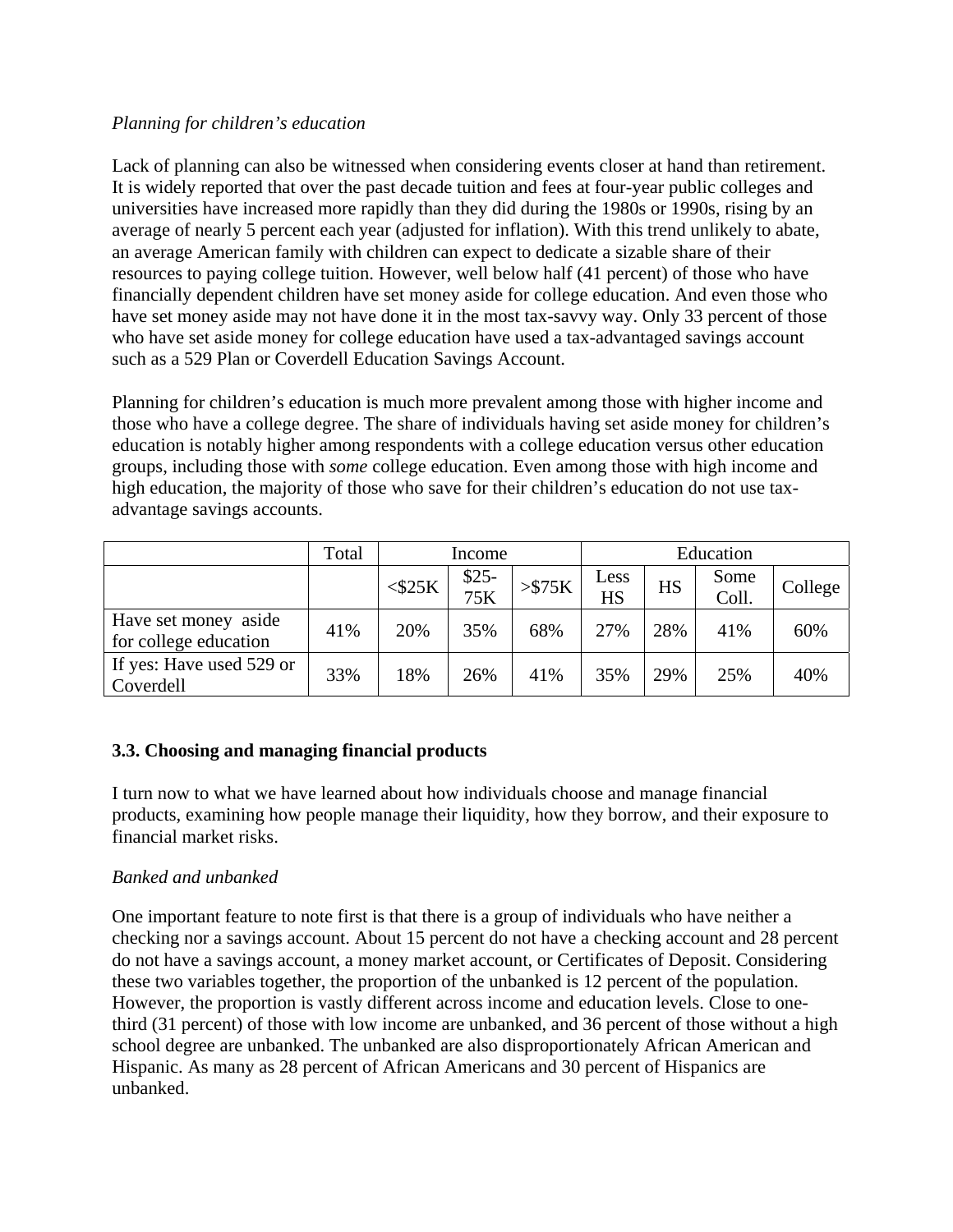*Planning for children's education*

Lack of planning can also be witnessed when considering events closer at hand than retirement. It is widely reported that over the past decade tuition and fees at four-year public colleges and universities have increased more rapidly than they did during the 1980s or 1990s, rising by an average of nearly 5 percent each year (adjusted for inflation). With this trend unlikely to abate, an average American family with children can expect to dedicate a sizable share of their resources to paying college tuition. However, well below half (41 percent) of those who have financially dependent children have set money aside for college education. And even those who have set money aside may not have done it in the most tax-savvy way. Only 33 percent of those who have set aside money for college education have used a tax-advantaged savings account such as a 529 Plan or Coverdell Education Savings Account.

Planning for children's education is much more prevalent among those with higher income and those who have a college degree. The share of individuals having set aside money for children's education is notably higher among respondents with a college education versus other education groups, including those with *some* college education. Even among those with high income and high education, the majority of those who save for their children's education do not use tax-advantage savings accounts.

| | Total | Income | | | Education | | | |
|---|---|---|---|---|---|---|---|---|
| | | <$25K | $25-75K | >$75K | Less HS | HS | Some Coll. | College |
| Have set money aside for college education | 41% | 20% | 35% | 68% | 27% | 28% | 41% | 60% |
| If yes: Have used 529 or Coverdell | 33% | 18% | 26% | 41% | 35% | 29% | 25% | 40% |

### 3.3. Choosing and managing financial products

I turn now to what we have learned about how individuals choose and manage financial products, examining how people manage their liquidity, how they borrow, and their exposure to financial market risks.

*Banked and unbanked*

One important feature to note first is that there is a group of individuals who have neither a checking nor a savings account. About 15 percent do not have a checking account and 28 percent do not have a savings account, a money market account, or Certificates of Deposit. Considering these two variables together, the proportion of the unbanked is 12 percent of the population. However, the proportion is vastly different across income and education levels. Close to one-third (31 percent) of those with low income are unbanked, and 36 percent of those without a high school degree are unbanked. The unbanked are also disproportionately African American and Hispanic. As many as 28 percent of African Americans and 30 percent of Hispanics are unbanked.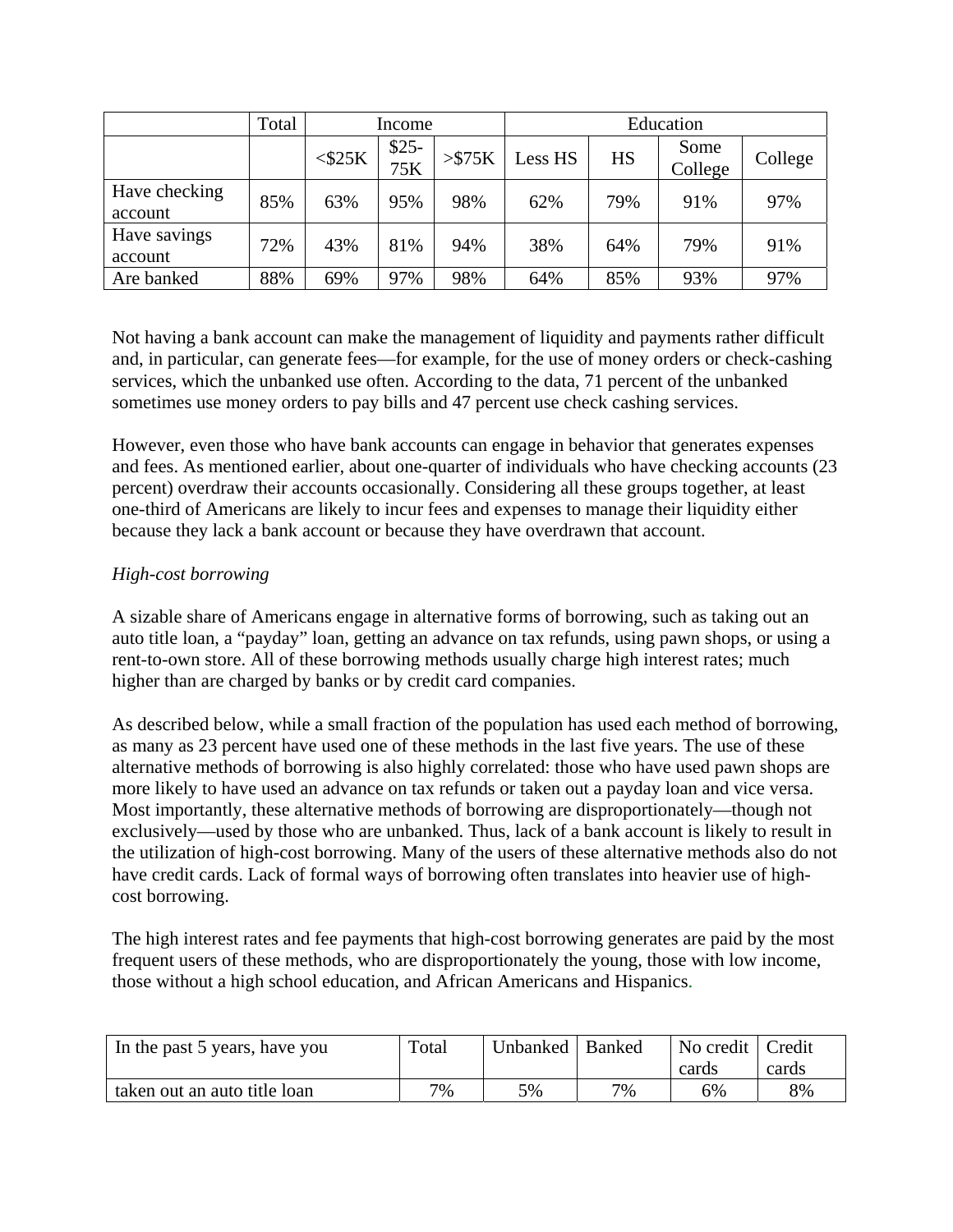| | Total | Income | | | Education | | | |
|---|---|---|---|---|---|---|---|---|
| | | <$25K | $25-75K | >$75K | Less HS | HS | Some College | College |
| Have checking account | 85% | 63% | 95% | 98% | 62% | 79% | 91% | 97% |
| Have savings account | 72% | 43% | 81% | 94% | 38% | 64% | 79% | 91% |
| Are banked | 88% | 69% | 97% | 98% | 64% | 85% | 93% | 97% |

Not having a bank account can make the management of liquidity and payments rather difficult and, in particular, can generate fees—for example, for the use of money orders or check-cashing services, which the unbanked use often. According to the data, 71 percent of the unbanked sometimes use money orders to pay bills and 47 percent use check cashing services.

However, even those who have bank accounts can engage in behavior that generates expenses and fees. As mentioned earlier, about one-quarter of individuals who have checking accounts (23 percent) overdraw their accounts occasionally. Considering all these groups together, at least one-third of Americans are likely to incur fees and expenses to manage their liquidity either because they lack a bank account or because they have overdrawn that account.

*High-cost borrowing*

A sizable share of Americans engage in alternative forms of borrowing, such as taking out an auto title loan, a "payday" loan, getting an advance on tax refunds, using pawn shops, or using a rent-to-own store. All of these borrowing methods usually charge high interest rates; much higher than are charged by banks or by credit card companies.

As described below, while a small fraction of the population has used each method of borrowing, as many as 23 percent have used one of these methods in the last five years. The use of these alternative methods of borrowing is also highly correlated: those who have used pawn shops are more likely to have used an advance on tax refunds or taken out a payday loan and vice versa. Most importantly, these alternative methods of borrowing are disproportionately—though not exclusively—used by those who are unbanked. Thus, lack of a bank account is likely to result in the utilization of high-cost borrowing. Many of the users of these alternative methods also do not have credit cards. Lack of formal ways of borrowing often translates into heavier use of high-cost borrowing.

The high interest rates and fee payments that high-cost borrowing generates are paid by the most frequent users of these methods, who are disproportionately the young, those with low income, those without a high school education, and African Americans and Hispanics.

| In the past 5 years, have you | Total | Unbanked | Banked | No credit cards | Credit cards |
|---|---|---|---|---|---|
| taken out an auto title loan | 7% | 5% | 7% | 6% | 8% |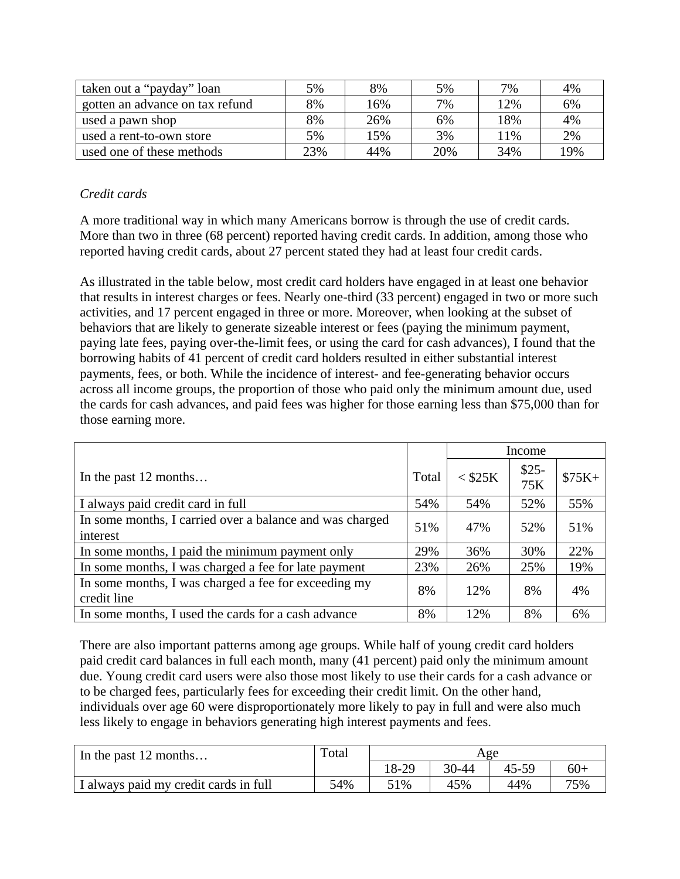| taken out a "payday" loan | 5% | 8% | 5% | 7% | 4% |
|---|---|---|---|---|---|
| gotten an advance on tax refund | 8% | 16% | 7% | 12% | 6% |
| used a pawn shop | 8% | 26% | 6% | 18% | 4% |
| used a rent-to-own store | 5% | 15% | 3% | 11% | 2% |
| used one of these methods | 23% | 44% | 20% | 34% | 19% |

*Credit cards*

A more traditional way in which many Americans borrow is through the use of credit cards. More than two in three (68 percent) reported having credit cards. In addition, among those who reported having credit cards, about 27 percent stated they had at least four credit cards.

As illustrated in the table below, most credit card holders have engaged in at least one behavior that results in interest charges or fees. Nearly one-third (33 percent) engaged in two or more such activities, and 17 percent engaged in three or more. Moreover, when looking at the subset of behaviors that are likely to generate sizeable interest or fees (paying the minimum payment, paying late fees, paying over-the-limit fees, or using the card for cash advances), I found that the borrowing habits of 41 percent of credit card holders resulted in either substantial interest payments, fees, or both. While the incidence of interest- and fee-generating behavior occurs across all income groups, the proportion of those who paid only the minimum amount due, used the cards for cash advances, and paid fees was higher for those earning less than $75,000 than for those earning more.

| | | Income | | |
|---|---|---|---|---|
| In the past 12 months… | Total | < $25K | $25-75K | $75K+ |
| I always paid credit card in full | 54% | 54% | 52% | 55% |
| In some months, I carried over a balance and was charged interest | 51% | 47% | 52% | 51% |
| In some months, I paid the minimum payment only | 29% | 36% | 30% | 22% |
| In some months, I was charged a fee for late payment | 23% | 26% | 25% | 19% |
| In some months, I was charged a fee for exceeding my credit line | 8% | 12% | 8% | 4% |
| In some months, I used the cards for a cash advance | 8% | 12% | 8% | 6% |

There are also important patterns among age groups. While half of young credit card holders paid credit card balances in full each month, many (41 percent) paid only the minimum amount due. Young credit card users were also those most likely to use their cards for a cash advance or to be charged fees, particularly fees for exceeding their credit limit. On the other hand, individuals over age 60 were disproportionately more likely to pay in full and were also much less likely to engage in behaviors generating high interest payments and fees.

| In the past 12 months… | Total | Age | | | |
|---|---|---|---|---|---|
| | | 18-29 | 30-44 | 45-59 | 60+ |
| I always paid my credit cards in full | 54% | 51% | 45% | 44% | 75% |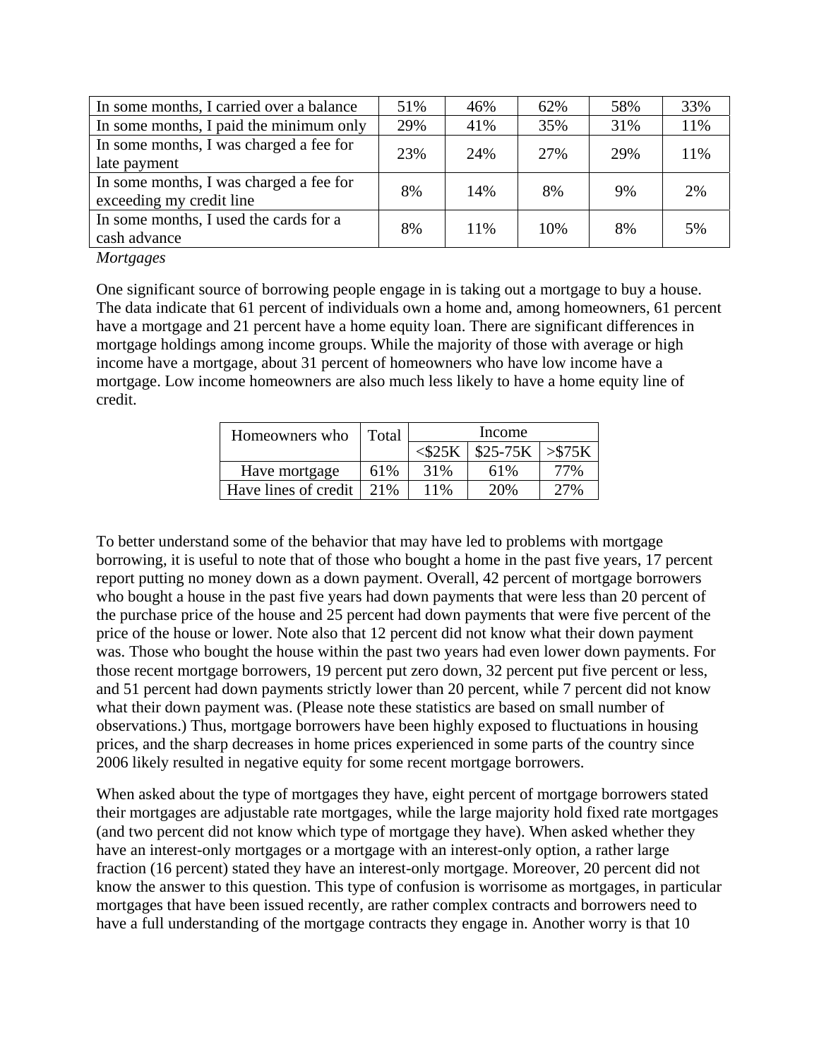| In some months, I carried over a balance | 51% | 46% | 62% | 58% | 33% |
|---|---|---|---|---|---|
| In some months, I paid the minimum only | 29% | 41% | 35% | 31% | 11% |
| In some months, I was charged a fee for late payment | 23% | 24% | 27% | 29% | 11% |
| In some months, I was charged a fee for exceeding my credit line | 8% | 14% | 8% | 9% | 2% |
| In some months, I used the cards for a cash advance | 8% | 11% | 10% | 8% | 5% |

*Mortgages*

One significant source of borrowing people engage in is taking out a mortgage to buy a house. The data indicate that 61 percent of individuals own a home and, among homeowners, 61 percent have a mortgage and 21 percent have a home equity loan. There are significant differences in mortgage holdings among income groups. While the majority of those with average or high income have a mortgage, about 31 percent of homeowners who have low income have a mortgage. Low income homeowners are also much less likely to have a home equity line of credit.

| Homeowners who | Total | Income | | |
|---|---|---|---|---|
| | | <$25K | $25-75K | >$75K |
| Have mortgage | 61% | 31% | 61% | 77% |
| Have lines of credit | 21% | 11% | 20% | 27% |

To better understand some of the behavior that may have led to problems with mortgage borrowing, it is useful to note that of those who bought a home in the past five years, 17 percent report putting no money down as a down payment. Overall, 42 percent of mortgage borrowers who bought a house in the past five years had down payments that were less than 20 percent of the purchase price of the house and 25 percent had down payments that were five percent of the price of the house or lower. Note also that 12 percent did not know what their down payment was. Those who bought the house within the past two years had even lower down payments. For those recent mortgage borrowers, 19 percent put zero down, 32 percent put five percent or less, and 51 percent had down payments strictly lower than 20 percent, while 7 percent did not know what their down payment was. (Please note these statistics are based on small number of observations.) Thus, mortgage borrowers have been highly exposed to fluctuations in housing prices, and the sharp decreases in home prices experienced in some parts of the country since 2006 likely resulted in negative equity for some recent mortgage borrowers.

When asked about the type of mortgages they have, eight percent of mortgage borrowers stated their mortgages are adjustable rate mortgages, while the large majority hold fixed rate mortgages (and two percent did not know which type of mortgage they have). When asked whether they have an interest-only mortgages or a mortgage with an interest-only option, a rather large fraction (16 percent) stated they have an interest-only mortgage. Moreover, 20 percent did not know the answer to this question. This type of confusion is worrisome as mortgages, in particular mortgages that have been issued recently, are rather complex contracts and borrowers need to have a full understanding of the mortgage contracts they engage in. Another worry is that 10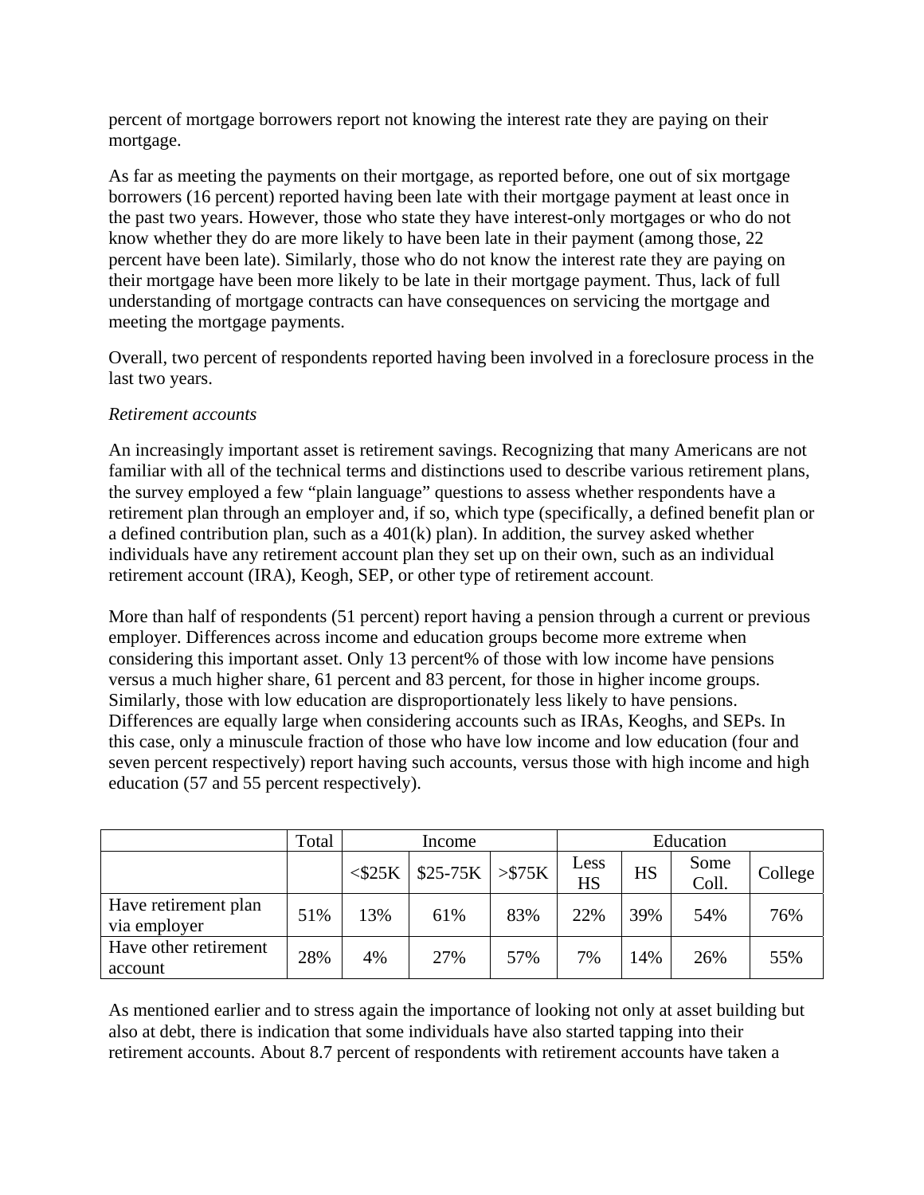percent of mortgage borrowers report not knowing the interest rate they are paying on their mortgage.

As far as meeting the payments on their mortgage, as reported before, one out of six mortgage borrowers (16 percent) reported having been late with their mortgage payment at least once in the past two years. However, those who state they have interest-only mortgages or who do not know whether they do are more likely to have been late in their payment (among those, 22 percent have been late). Similarly, those who do not know the interest rate they are paying on their mortgage have been more likely to be late in their mortgage payment. Thus, lack of full understanding of mortgage contracts can have consequences on servicing the mortgage and meeting the mortgage payments.

Overall, two percent of respondents reported having been involved in a foreclosure process in the last two years.

*Retirement accounts*

An increasingly important asset is retirement savings. Recognizing that many Americans are not familiar with all of the technical terms and distinctions used to describe various retirement plans, the survey employed a few "plain language" questions to assess whether respondents have a retirement plan through an employer and, if so, which type (specifically, a defined benefit plan or a defined contribution plan, such as a 401(k) plan). In addition, the survey asked whether individuals have any retirement account plan they set up on their own, such as an individual retirement account (IRA), Keogh, SEP, or other type of retirement account.

More than half of respondents (51 percent) report having a pension through a current or previous employer. Differences across income and education groups become more extreme when considering this important asset. Only 13 percent% of those with low income have pensions versus a much higher share, 61 percent and 83 percent, for those in higher income groups. Similarly, those with low education are disproportionately less likely to have pensions. Differences are equally large when considering accounts such as IRAs, Keoghs, and SEPs. In this case, only a minuscule fraction of those who have low income and low education (four and seven percent respectively) report having such accounts, versus those with high income and high education (57 and 55 percent respectively).

| | Total | Income | | | Education | | | |
|---|---|---|---|---|---|---|---|---|
| | | <$25K | $25-75K | >$75K | Less HS | HS | Some Coll. | College |
| Have retirement plan via employer | 51% | 13% | 61% | 83% | 22% | 39% | 54% | 76% |
| Have other retirement account | 28% | 4% | 27% | 57% | 7% | 14% | 26% | 55% |

As mentioned earlier and to stress again the importance of looking not only at asset building but also at debt, there is indication that some individuals have also started tapping into their retirement accounts. About 8.7 percent of respondents with retirement accounts have taken a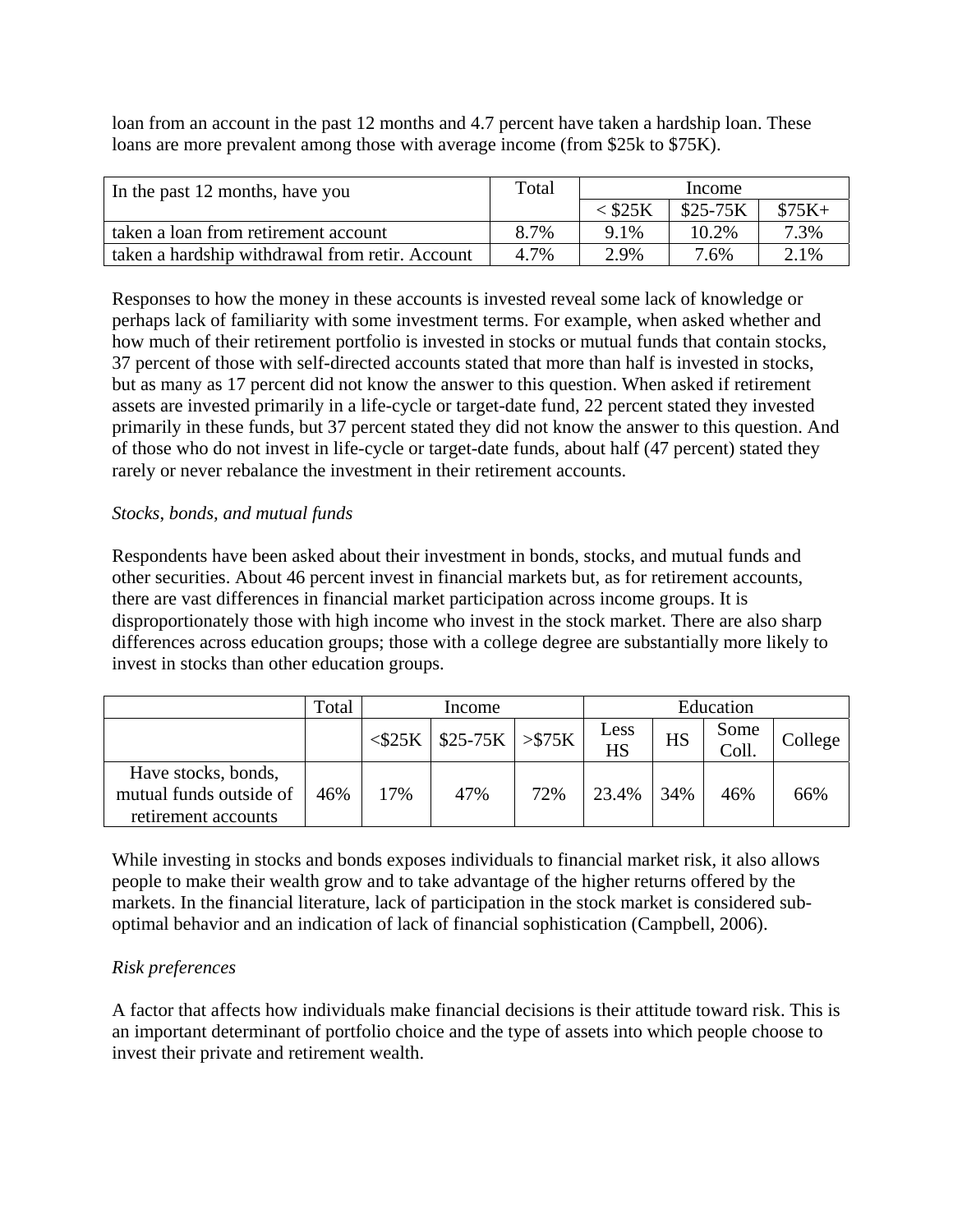loan from an account in the past 12 months and 4.7 percent have taken a hardship loan. These loans are more prevalent among those with average income (from $25k to $75K).

| In the past 12 months, have you | Total | Income | | |
|---|---|---|---|---|
| | | < $25K | $25-75K | $75K+ |
| taken a loan from retirement account | 8.7% | 9.1% | 10.2% | 7.3% |
| taken a hardship withdrawal from retir. Account | 4.7% | 2.9% | 7.6% | 2.1% |

Responses to how the money in these accounts is invested reveal some lack of knowledge or perhaps lack of familiarity with some investment terms. For example, when asked whether and how much of their retirement portfolio is invested in stocks or mutual funds that contain stocks, 37 percent of those with self-directed accounts stated that more than half is invested in stocks, but as many as 17 percent did not know the answer to this question. When asked if retirement assets are invested primarily in a life-cycle or target-date fund, 22 percent stated they invested primarily in these funds, but 37 percent stated they did not know the answer to this question. And of those who do not invest in life-cycle or target-date funds, about half (47 percent) stated they rarely or never rebalance the investment in their retirement accounts.

*Stocks, bonds, and mutual funds*

Respondents have been asked about their investment in bonds, stocks, and mutual funds and other securities. About 46 percent invest in financial markets but, as for retirement accounts, there are vast differences in financial market participation across income groups. It is disproportionately those with high income who invest in the stock market. There are also sharp differences across education groups; those with a college degree are substantially more likely to invest in stocks than other education groups.

| | Total | Income | | | Education | | | |
|---|---|---|---|---|---|---|---|---|
| | | <$25K | $25-75K | >$75K | Less HS | HS | Some Coll. | College |
| Have stocks, bonds, mutual funds outside of retirement accounts | 46% | 17% | 47% | 72% | 23.4% | 34% | 46% | 66% |

While investing in stocks and bonds exposes individuals to financial market risk, it also allows people to make their wealth grow and to take advantage of the higher returns offered by the markets. In the financial literature, lack of participation in the stock market is considered sub-optimal behavior and an indication of lack of financial sophistication (Campbell, 2006).

*Risk preferences*

A factor that affects how individuals make financial decisions is their attitude toward risk. This is an important determinant of portfolio choice and the type of assets into which people choose to invest their private and retirement wealth.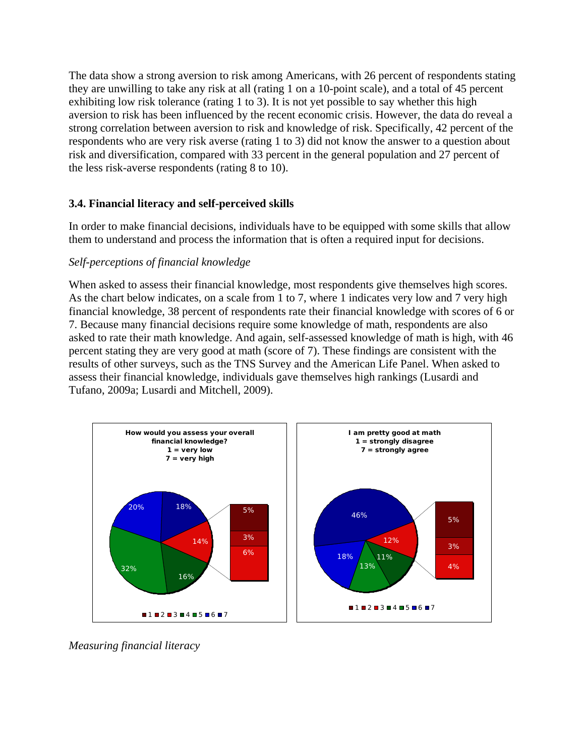The data show a strong aversion to risk among Americans, with 26 percent of respondents stating they are unwilling to take any risk at all (rating 1 on a 10-point scale), and a total of 45 percent exhibiting low risk tolerance (rating 1 to 3). It is not yet possible to say whether this high aversion to risk has been influenced by the recent economic crisis. However, the data do reveal a strong correlation between aversion to risk and knowledge of risk. Specifically, 42 percent of the respondents who are very risk averse (rating 1 to 3) did not know the answer to a question about risk and diversification, compared with 33 percent in the general population and 27 percent of the less risk-averse respondents (rating 8 to 10).

### 3.4. Financial literacy and self-perceived skills

In order to make financial decisions, individuals have to be equipped with some skills that allow them to understand and process the information that is often a required input for decisions.

*Self-perceptions of financial knowledge*

When asked to assess their financial knowledge, most respondents give themselves high scores. As the chart below indicates, on a scale from 1 to 7, where 1 indicates very low and 7 very high financial knowledge, 38 percent of respondents rate their financial knowledge with scores of 6 or 7. Because many financial decisions require some knowledge of math, respondents are also asked to rate their math knowledge. And again, self-assessed knowledge of math is high, with 46 percent stating they are very good at math (score of 7). These findings are consistent with the results of other surveys, such as the TNS Survey and the American Life Panel. When asked to assess their financial knowledge, individuals gave themselves high rankings (Lusardi and Tufano, 2009a; Lusardi and Mitchell, 2009).

**How would you assess your overall financial knowledge?**
1 = very low
7 = very high

| Score | Percent |
|---|---|
| 1 | 5% |
| 2 | 3% |
| 3 | 6% |
| 4 | 16% |
| 5 | 32% |
| 6 | 20% |
| 7 | 18% |

**I am pretty good at math**
1 = strongly disagree
7 = strongly agree

| Score | Percent |
|---|---|
| 1 | 5% |
| 2 | 3% |
| 3 | 4% |
| 4 | 11% |
| 5 | 13% |
| 6 | 18% |
| 7 | 46% |

*Measuring financial literacy*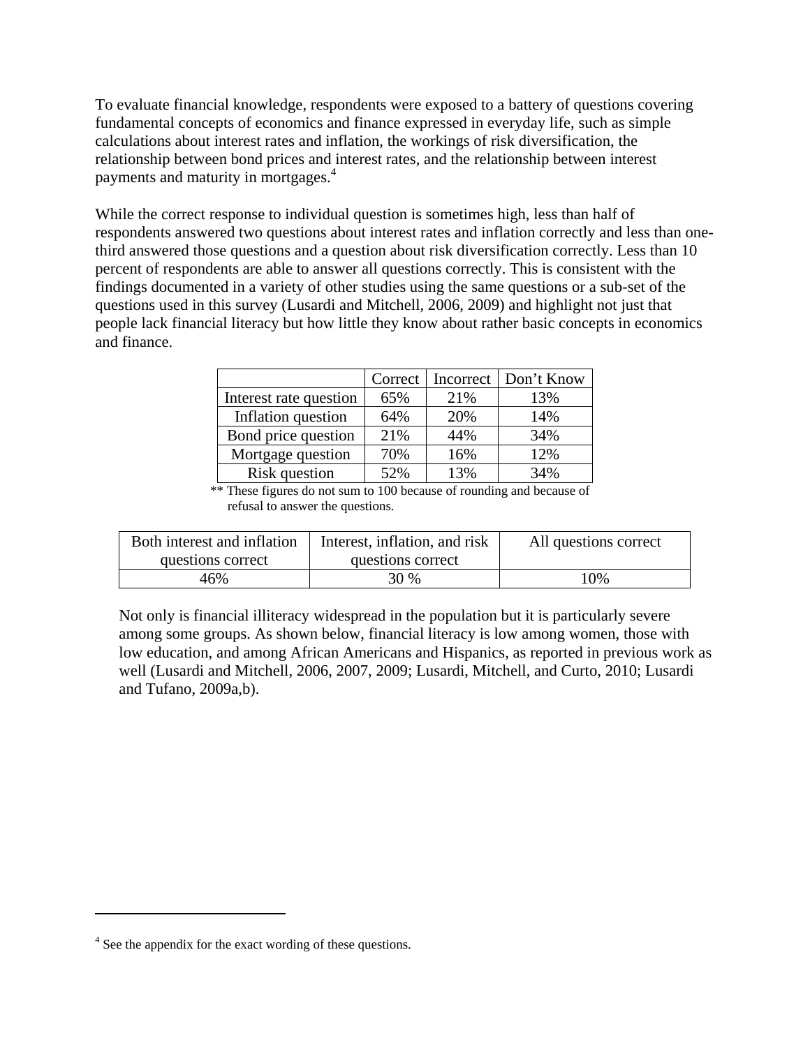To evaluate financial knowledge, respondents were exposed to a battery of questions covering fundamental concepts of economics and finance expressed in everyday life, such as simple calculations about interest rates and inflation, the workings of risk diversification, the relationship between bond prices and interest rates, and the relationship between interest payments and maturity in mortgages.[4]

While the correct response to individual question is sometimes high, less than half of respondents answered two questions about interest rates and inflation correctly and less than one-third answered those questions and a question about risk diversification correctly. Less than 10 percent of respondents are able to answer all questions correctly. This is consistent with the findings documented in a variety of other studies using the same questions or a sub-set of the questions used in this survey (Lusardi and Mitchell, 2006, 2009) and highlight not just that people lack financial literacy but how little they know about rather basic concepts in economics and finance.

| | Correct | Incorrect | Don't Know |
|---|---|---|---|
| Interest rate question | 65% | 21% | 13% |
| Inflation question | 64% | 20% | 14% |
| Bond price question | 21% | 44% | 34% |
| Mortgage question | 70% | 16% | 12% |
| Risk question | 52% | 13% | 34% |

** These figures do not sum to 100 because of rounding and because of refusal to answer the questions.

| Both interest and inflation questions correct | Interest, inflation, and risk questions correct | All questions correct |
|---|---|---|
| 46% | 30 % | 10% |

Not only is financial illiteracy widespread in the population but it is particularly severe among some groups. As shown below, financial literacy is low among women, those with low education, and among African Americans and Hispanics, as reported in previous work as well (Lusardi and Mitchell, 2006, 2007, 2009; Lusardi, Mitchell, and Curto, 2010; Lusardi and Tufano, 2009a,b).

[4] See the appendix for the exact wording of these questions.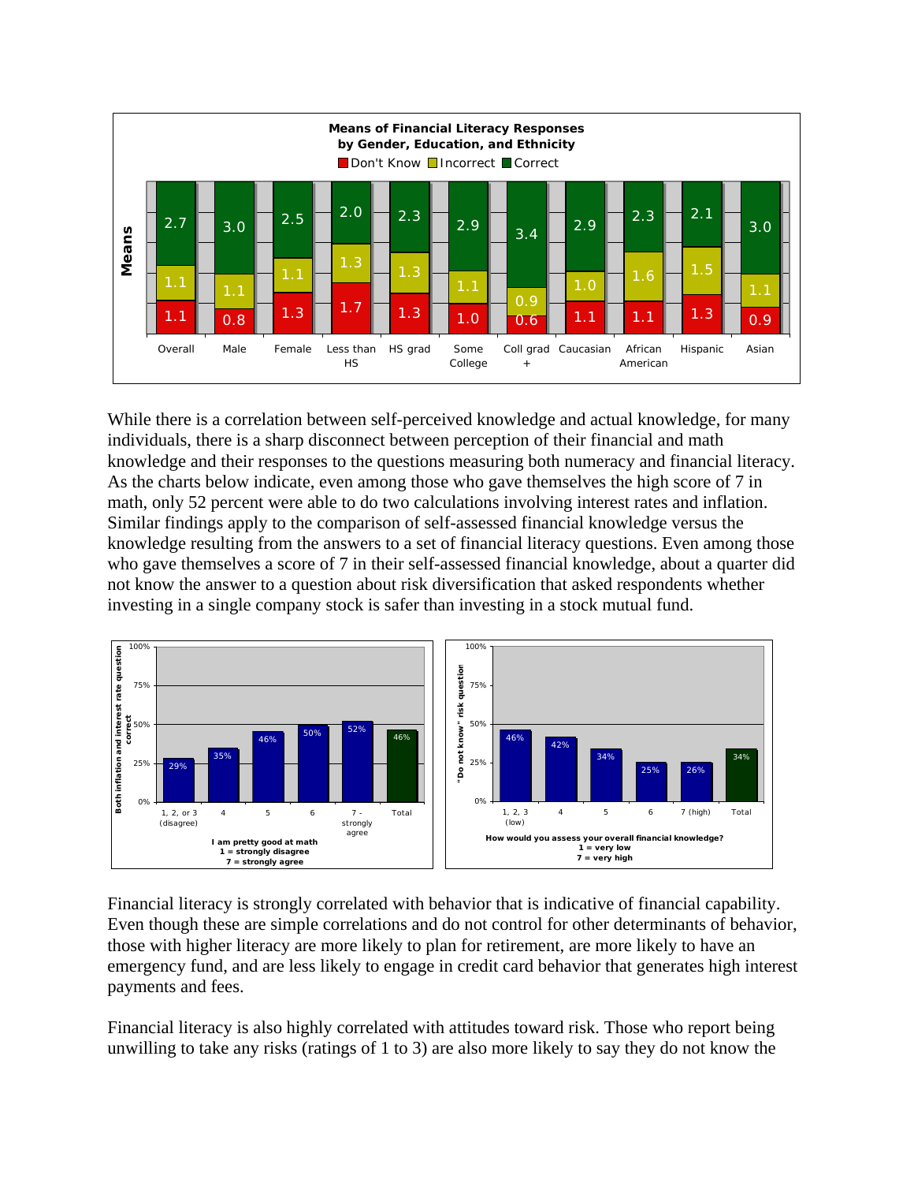**Means of Financial Literacy Responses by Gender, Education, and Ethnicity**

| | Overall | Male | Female | Less than HS | HS grad | Some College | Coll grad + | Caucasian | African American | Hispanic | Asian |
|---|---|---|---|---|---|---|---|---|---|---|---|
| Don't Know | 1.1 | 0.8 | 1.3 | 1.7 | 1.3 | 1.0 | 0.6 | 1.1 | 1.1 | 1.3 | 0.9 |
| Incorrect | 1.1 | 1.1 | 1.1 | 1.3 | 1.3 | 1.1 | 0.9 | 1.0 | 1.6 | 1.5 | 1.1 |
| Correct | 2.7 | 3.0 | 2.5 | 2.0 | 2.3 | 2.9 | 3.4 | 2.9 | 2.3 | 2.1 | 3.0 |

While there is a correlation between self-perceived knowledge and actual knowledge, for many individuals, there is a sharp disconnect between perception of their financial and math knowledge and their responses to the questions measuring both numeracy and financial literacy. As the charts below indicate, even among those who gave themselves the high score of 7 in math, only 52 percent were able to do two calculations involving interest rates and inflation. Similar findings apply to the comparison of self-assessed financial knowledge versus the knowledge resulting from the answers to a set of financial literacy questions. Even among those who gave themselves a score of 7 in their self-assessed financial knowledge, about a quarter did not know the answer to a question about risk diversification that asked respondents whether investing in a single company stock is safer than investing in a stock mutual fund.

**Both inflation and interest rate question correct**, by "I am pretty good at math" (1 = strongly disagree, 7 = strongly agree)

| 1, 2, or 3 (disagree) | 4 | 5 | 6 | 7 - strongly agree | Total |
|---|---|---|---|---|---|
| 29% | 35% | 46% | 50% | 52% | 46% |

**"Do not know" risk question**, by "How would you assess your overall financial knowledge?" (1 = very low, 7 = very high)

| 1, 2, 3 (low) | 4 | 5 | 6 | 7 (high) | Total |
|---|---|---|---|---|---|
| 46% | 42% | 34% | 25% | 26% | 34% |

Financial literacy is strongly correlated with behavior that is indicative of financial capability. Even though these are simple correlations and do not control for other determinants of behavior, those with higher literacy are more likely to plan for retirement, are more likely to have an emergency fund, and are less likely to engage in credit card behavior that generates high interest payments and fees.

Financial literacy is also highly correlated with attitudes toward risk. Those who report being unwilling to take any risks (ratings of 1 to 3) are also more likely to say they do not know the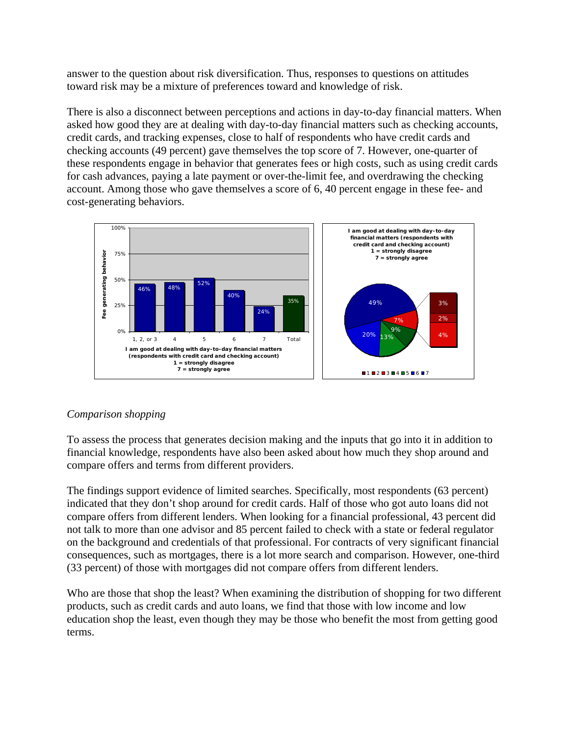answer to the question about risk diversification. Thus, responses to questions on attitudes toward risk may be a mixture of preferences toward and knowledge of risk.

There is also a disconnect between perceptions and actions in day-to-day financial matters. When asked how good they are at dealing with day-to-day financial matters such as checking accounts, credit cards, and tracking expenses, close to half of respondents who have credit cards and checking accounts (49 percent) gave themselves the top score of 7. However, one-quarter of these respondents engage in behavior that generates fees or high costs, such as using credit cards for cash advances, paying a late payment or over-the-limit fee, and overdrawing the checking account. Among those who gave themselves a score of 6, 40 percent engage in these fee- and cost-generating behaviors.

*Comparison shopping*

To assess the process that generates decision making and the inputs that go into it in addition to financial knowledge, respondents have also been asked about how much they shop around and compare offers and terms from different providers.

The findings support evidence of limited searches. Specifically, most respondents (63 percent) indicated that they don't shop around for credit cards. Half of those who got auto loans did not compare offers from different lenders. When looking for a financial professional, 43 percent did not talk to more than one advisor and 85 percent failed to check with a state or federal regulator on the background and credentials of that professional. For contracts of very significant financial consequences, such as mortgages, there is a lot more search and comparison. However, one-third (33 percent) of those with mortgages did not compare offers from different lenders.

Who are those that shop the least? When examining the distribution of shopping for two different products, such as credit cards and auto loans, we find that those with low income and low education shop the least, even though they may be those who benefit the most from getting good terms.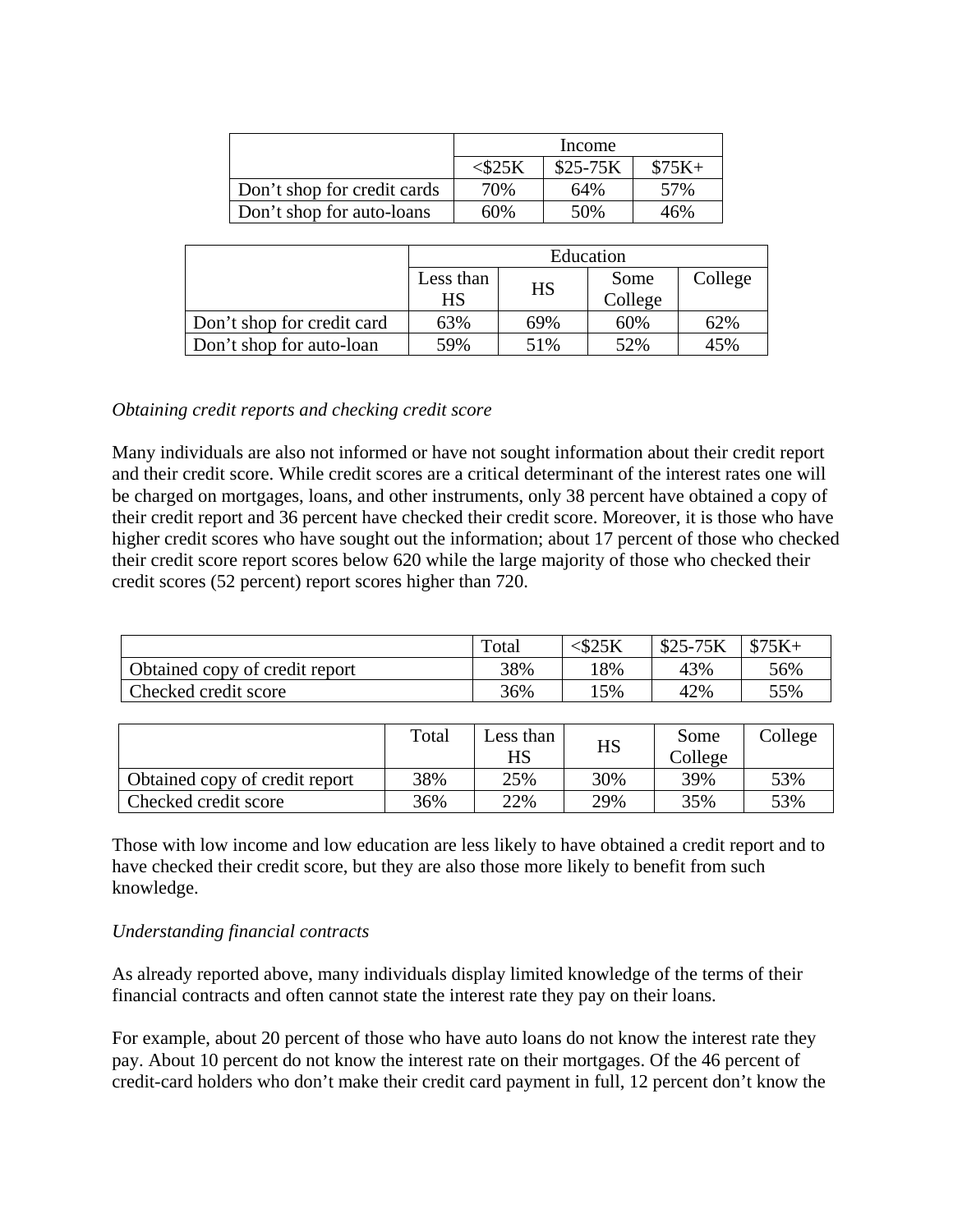| | Income | | |
|---|---|---|---|
| | <$25K | $25-75K | $75K+ |
| Don't shop for credit cards | 70% | 64% | 57% |
| Don't shop for auto-loans | 60% | 50% | 46% |

| | Education | | | |
|---|---|---|---|---|
| | Less than HS | HS | Some College | College |
| Don't shop for credit card | 63% | 69% | 60% | 62% |
| Don't shop for auto-loan | 59% | 51% | 52% | 45% |

*Obtaining credit reports and checking credit score*

Many individuals are also not informed or have not sought information about their credit report and their credit score. While credit scores are a critical determinant of the interest rates one will be charged on mortgages, loans, and other instruments, only 38 percent have obtained a copy of their credit report and 36 percent have checked their credit score. Moreover, it is those who have higher credit scores who have sought out the information; about 17 percent of those who checked their credit score report scores below 620 while the large majority of those who checked their credit scores (52 percent) report scores higher than 720.

| | Total | <$25K | $25-75K | $75K+ |
|---|---|---|---|---|
| Obtained copy of credit report | 38% | 18% | 43% | 56% |
| Checked credit score | 36% | 15% | 42% | 55% |

| | Total | Less than HS | HS | Some College | College |
|---|---|---|---|---|---|
| Obtained copy of credit report | 38% | 25% | 30% | 39% | 53% |
| Checked credit score | 36% | 22% | 29% | 35% | 53% |

Those with low income and low education are less likely to have obtained a credit report and to have checked their credit score, but they are also those more likely to benefit from such knowledge.

*Understanding financial contracts*

As already reported above, many individuals display limited knowledge of the terms of their financial contracts and often cannot state the interest rate they pay on their loans.

For example, about 20 percent of those who have auto loans do not know the interest rate they pay. About 10 percent do not know the interest rate on their mortgages. Of the 46 percent of credit-card holders who don't make their credit card payment in full, 12 percent don't know the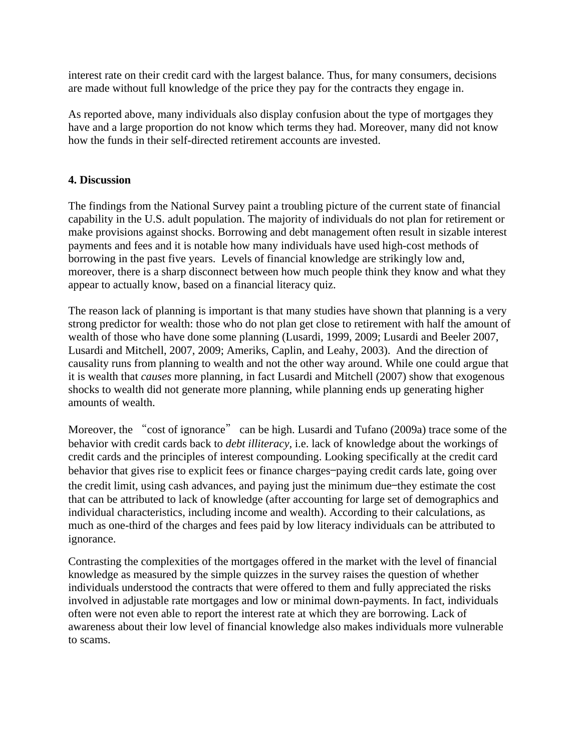interest rate on their credit card with the largest balance. Thus, for many consumers, decisions are made without full knowledge of the price they pay for the contracts they engage in.

As reported above, many individuals also display confusion about the type of mortgages they have and a large proportion do not know which terms they had. Moreover, many did not know how the funds in their self-directed retirement accounts are invested.

## 4. Discussion

The findings from the National Survey paint a troubling picture of the current state of financial capability in the U.S. adult population. The majority of individuals do not plan for retirement or make provisions against shocks. Borrowing and debt management often result in sizable interest payments and fees and it is notable how many individuals have used high-cost methods of borrowing in the past five years. Levels of financial knowledge are strikingly low and, moreover, there is a sharp disconnect between how much people think they know and what they appear to actually know, based on a financial literacy quiz.

The reason lack of planning is important is that many studies have shown that planning is a very strong predictor for wealth: those who do not plan get close to retirement with half the amount of wealth of those who have done some planning (Lusardi, 1999, 2009; Lusardi and Beeler 2007, Lusardi and Mitchell, 2007, 2009; Ameriks, Caplin, and Leahy, 2003). And the direction of causality runs from planning to wealth and not the other way around. While one could argue that it is wealth that *causes* more planning, in fact Lusardi and Mitchell (2007) show that exogenous shocks to wealth did not generate more planning, while planning ends up generating higher amounts of wealth.

Moreover, the "cost of ignorance" can be high. Lusardi and Tufano (2009a) trace some of the behavior with credit cards back to *debt illiteracy*, i.e. lack of knowledge about the workings of credit cards and the principles of interest compounding. Looking specifically at the credit card behavior that gives rise to explicit fees or finance charges–paying credit cards late, going over the credit limit, using cash advances, and paying just the minimum due–they estimate the cost that can be attributed to lack of knowledge (after accounting for large set of demographics and individual characteristics, including income and wealth). According to their calculations, as much as one-third of the charges and fees paid by low literacy individuals can be attributed to ignorance.

Contrasting the complexities of the mortgages offered in the market with the level of financial knowledge as measured by the simple quizzes in the survey raises the question of whether individuals understood the contracts that were offered to them and fully appreciated the risks involved in adjustable rate mortgages and low or minimal down-payments. In fact, individuals often were not even able to report the interest rate at which they are borrowing. Lack of awareness about their low level of financial knowledge also makes individuals more vulnerable to scams.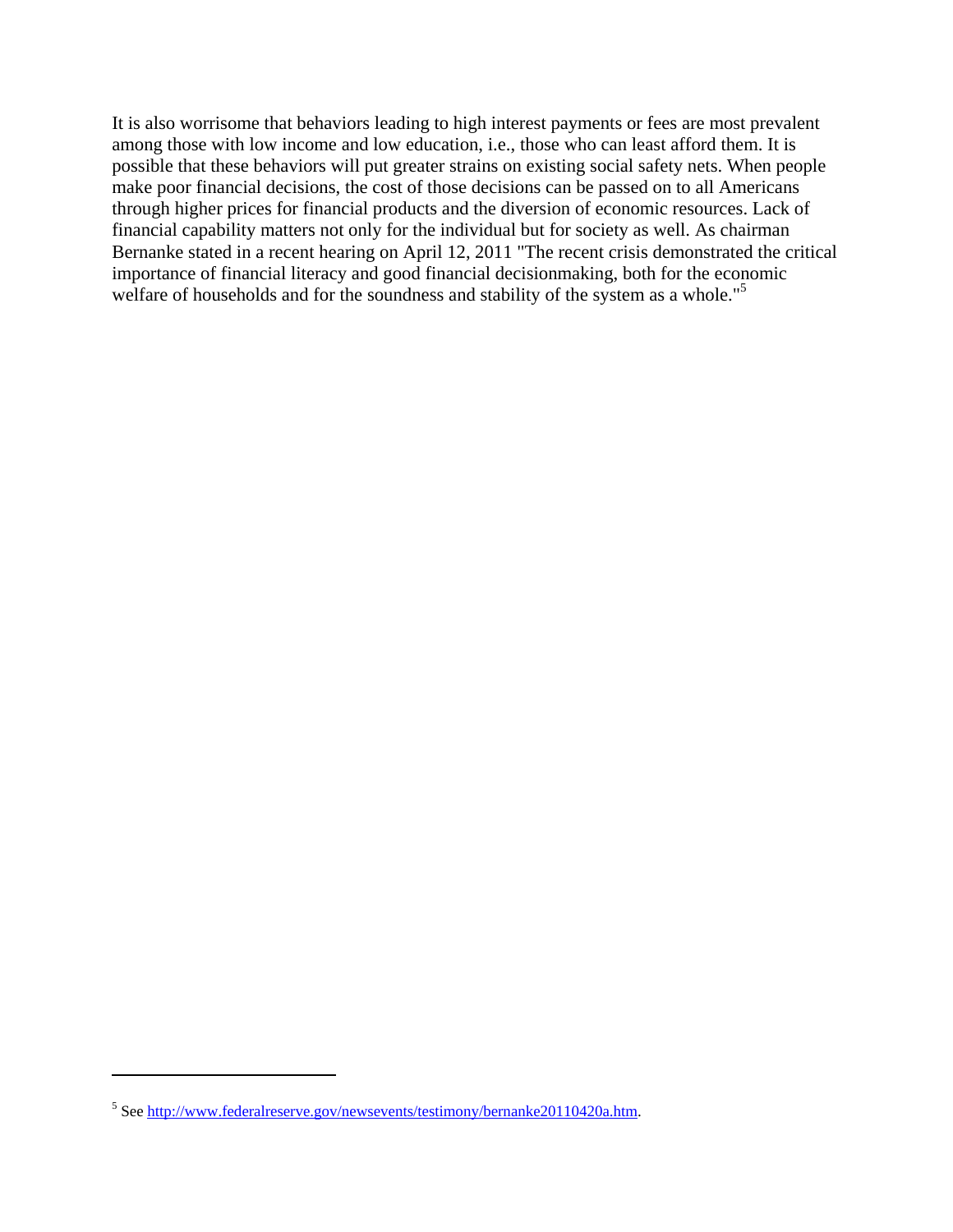It is also worrisome that behaviors leading to high interest payments or fees are most prevalent among those with low income and low education, i.e., those who can least afford them. It is possible that these behaviors will put greater strains on existing social safety nets. When people make poor financial decisions, the cost of those decisions can be passed on to all Americans through higher prices for financial products and the diversion of economic resources. Lack of financial capability matters not only for the individual but for society as well. As chairman Bernanke stated in a recent hearing on April 12, 2011 "The recent crisis demonstrated the critical importance of financial literacy and good financial decisionmaking, both for the economic welfare of households and for the soundness and stability of the system as a whole."[5]

---

[5] See http://www.federalreserve.gov/newsevents/testimony/bernanke20110420a.htm.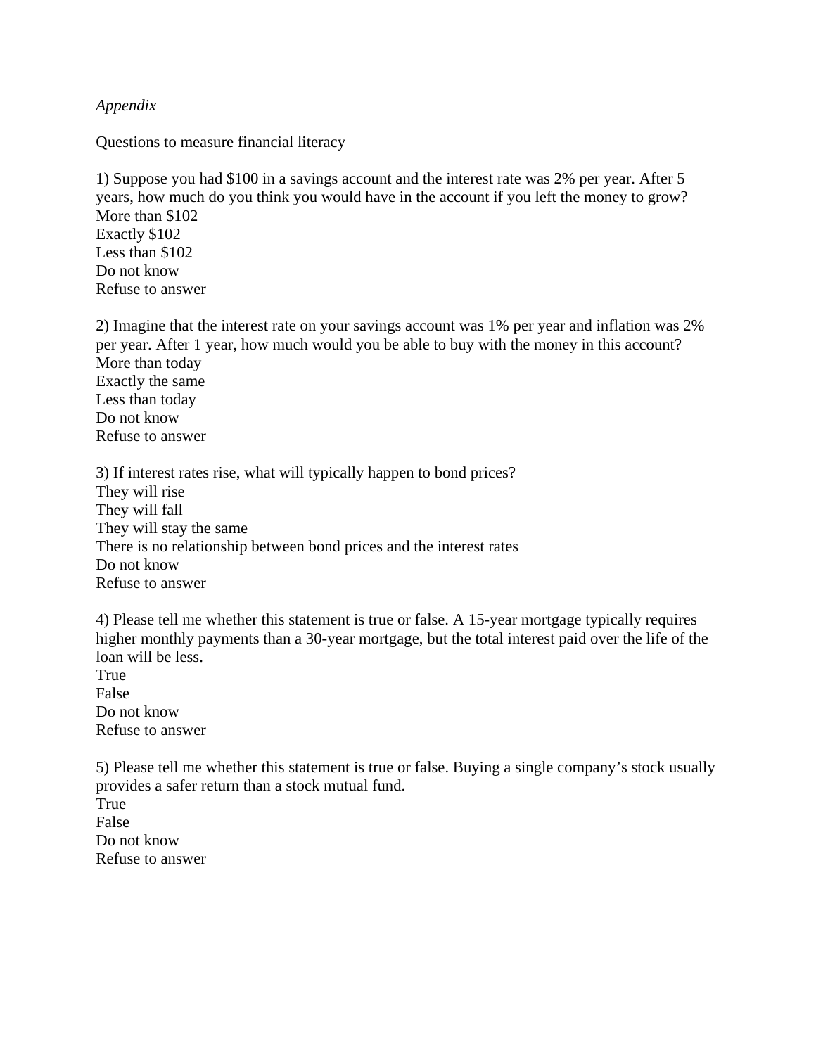*Appendix*

Questions to measure financial literacy

1) Suppose you had $100 in a savings account and the interest rate was 2% per year. After 5 years, how much do you think you would have in the account if you left the money to grow?
More than $102
Exactly $102
Less than $102
Do not know
Refuse to answer

2) Imagine that the interest rate on your savings account was 1% per year and inflation was 2% per year. After 1 year, how much would you be able to buy with the money in this account?
More than today
Exactly the same
Less than today
Do not know
Refuse to answer

3) If interest rates rise, what will typically happen to bond prices?
They will rise
They will fall
They will stay the same
There is no relationship between bond prices and the interest rates
Do not know
Refuse to answer

4) Please tell me whether this statement is true or false. A 15-year mortgage typically requires higher monthly payments than a 30-year mortgage, but the total interest paid over the life of the loan will be less.
True
False
Do not know
Refuse to answer

5) Please tell me whether this statement is true or false. Buying a single company's stock usually provides a safer return than a stock mutual fund.
True
False
Do not know
Refuse to answer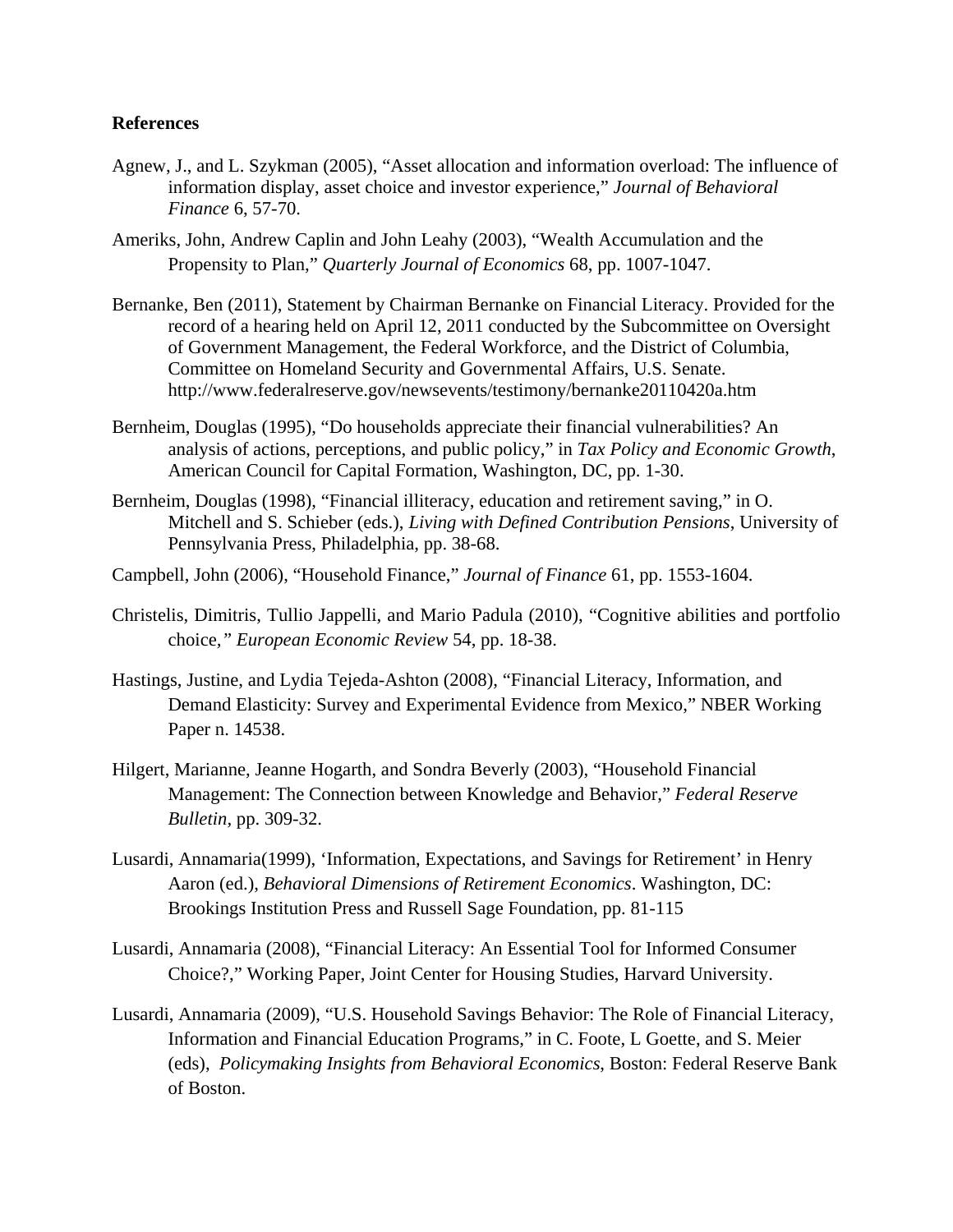**References**

Agnew, J., and L. Szykman (2005), "Asset allocation and information overload: The influence of information display, asset choice and investor experience," *Journal of Behavioral Finance* 6, 57-70.

Ameriks, John, Andrew Caplin and John Leahy (2003), "Wealth Accumulation and the Propensity to Plan," *Quarterly Journal of Economics* 68, pp. 1007-1047.

Bernanke, Ben (2011), Statement by Chairman Bernanke on Financial Literacy. Provided for the record of a hearing held on April 12, 2011 conducted by the Subcommittee on Oversight of Government Management, the Federal Workforce, and the District of Columbia, Committee on Homeland Security and Governmental Affairs, U.S. Senate. http://www.federalreserve.gov/newsevents/testimony/bernanke20110420a.htm

Bernheim, Douglas (1995), "Do households appreciate their financial vulnerabilities? An analysis of actions, perceptions, and public policy," in *Tax Policy and Economic Growth*, American Council for Capital Formation, Washington, DC, pp. 1-30.

Bernheim, Douglas (1998), "Financial illiteracy, education and retirement saving," in O. Mitchell and S. Schieber (eds.), *Living with Defined Contribution Pensions*, University of Pennsylvania Press, Philadelphia, pp. 38-68.

Campbell, John (2006), "Household Finance," *Journal of Finance* 61, pp. 1553-1604.

Christelis, Dimitris, Tullio Jappelli, and Mario Padula (2010), "Cognitive abilities and portfolio choice," *European Economic Review* 54, pp. 18-38.

Hastings, Justine, and Lydia Tejeda-Ashton (2008), "Financial Literacy, Information, and Demand Elasticity: Survey and Experimental Evidence from Mexico," NBER Working Paper n. 14538.

Hilgert, Marianne, Jeanne Hogarth, and Sondra Beverly (2003), "Household Financial Management: The Connection between Knowledge and Behavior," *Federal Reserve Bulletin*, pp. 309-32.

Lusardi, Annamaria(1999), 'Information, Expectations, and Savings for Retirement' in Henry Aaron (ed.), *Behavioral Dimensions of Retirement Economics*. Washington, DC: Brookings Institution Press and Russell Sage Foundation, pp. 81-115

Lusardi, Annamaria (2008), "Financial Literacy: An Essential Tool for Informed Consumer Choice?," Working Paper, Joint Center for Housing Studies, Harvard University.

Lusardi, Annamaria (2009), "U.S. Household Savings Behavior: The Role of Financial Literacy, Information and Financial Education Programs," in C. Foote, L Goette, and S. Meier (eds), *Policymaking Insights from Behavioral Economics*, Boston: Federal Reserve Bank of Boston.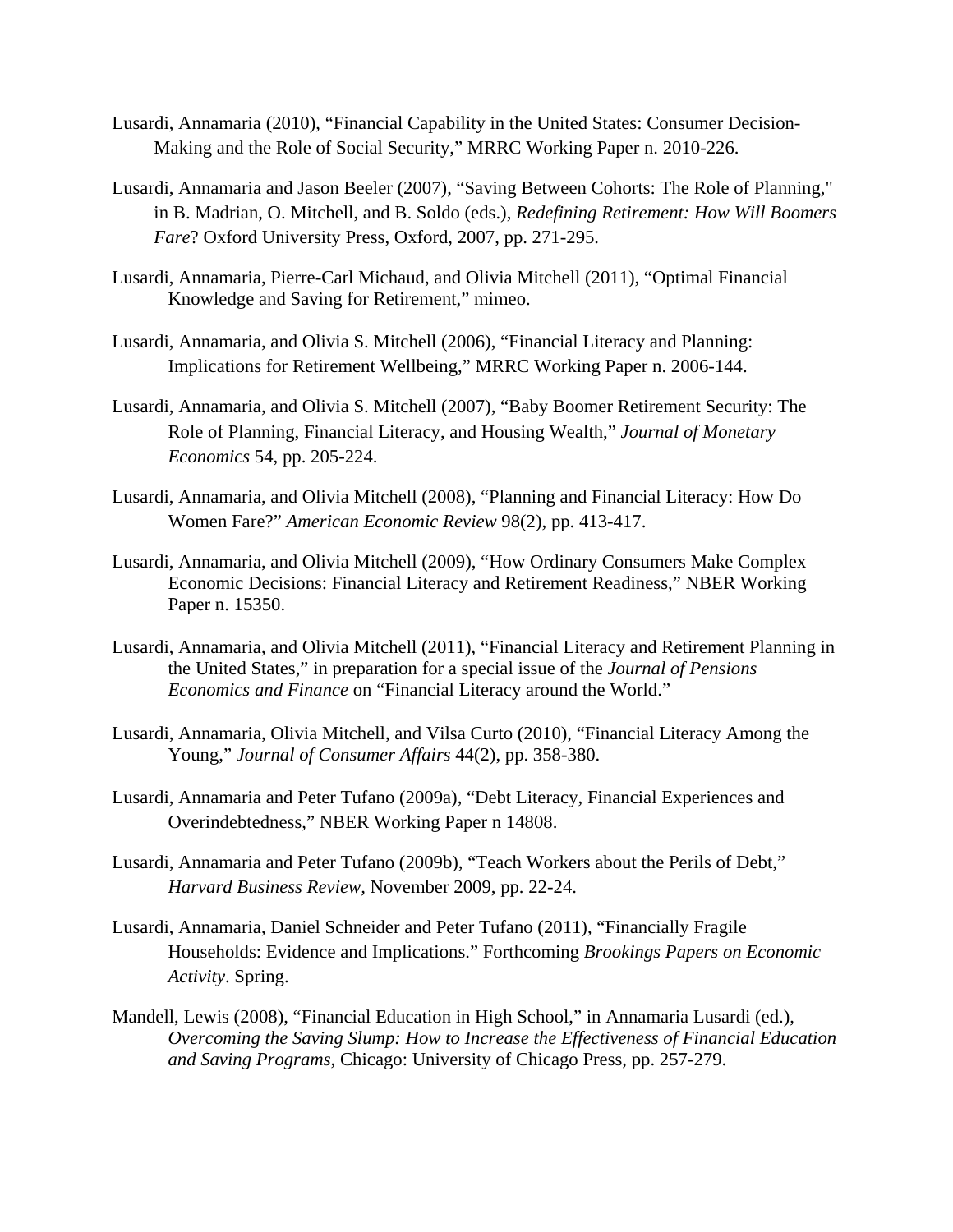Lusardi, Annamaria (2010), "Financial Capability in the United States: Consumer Decision-Making and the Role of Social Security," MRRC Working Paper n. 2010-226.

Lusardi, Annamaria and Jason Beeler (2007), "Saving Between Cohorts: The Role of Planning," in B. Madrian, O. Mitchell, and B. Soldo (eds.), *Redefining Retirement: How Will Boomers Fare*? Oxford University Press, Oxford, 2007, pp. 271-295.

Lusardi, Annamaria, Pierre-Carl Michaud, and Olivia Mitchell (2011), "Optimal Financial Knowledge and Saving for Retirement," mimeo.

Lusardi, Annamaria, and Olivia S. Mitchell (2006), "Financial Literacy and Planning: Implications for Retirement Wellbeing," MRRC Working Paper n. 2006-144.

Lusardi, Annamaria, and Olivia S. Mitchell (2007), "Baby Boomer Retirement Security: The Role of Planning, Financial Literacy, and Housing Wealth," *Journal of Monetary Economics* 54, pp. 205-224.

Lusardi, Annamaria, and Olivia Mitchell (2008), "Planning and Financial Literacy: How Do Women Fare?" *American Economic Review* 98(2), pp. 413-417.

Lusardi, Annamaria, and Olivia Mitchell (2009), "How Ordinary Consumers Make Complex Economic Decisions: Financial Literacy and Retirement Readiness," NBER Working Paper n. 15350.

Lusardi, Annamaria, and Olivia Mitchell (2011), "Financial Literacy and Retirement Planning in the United States," in preparation for a special issue of the *Journal of Pensions Economics and Finance* on "Financial Literacy around the World."

Lusardi, Annamaria, Olivia Mitchell, and Vilsa Curto (2010), "Financial Literacy Among the Young," *Journal of Consumer Affairs* 44(2), pp. 358-380.

Lusardi, Annamaria and Peter Tufano (2009a), "Debt Literacy, Financial Experiences and Overindebtedness," NBER Working Paper n 14808.

Lusardi, Annamaria and Peter Tufano (2009b), "Teach Workers about the Perils of Debt," *Harvard Business Review*, November 2009, pp. 22-24.

Lusardi, Annamaria, Daniel Schneider and Peter Tufano (2011), "Financially Fragile Households: Evidence and Implications." Forthcoming *Brookings Papers on Economic Activity*. Spring.

Mandell, Lewis (2008), "Financial Education in High School," in Annamaria Lusardi (ed.), *Overcoming the Saving Slump: How to Increase the Effectiveness of Financial Education and Saving Programs*, Chicago: University of Chicago Press, pp. 257-279.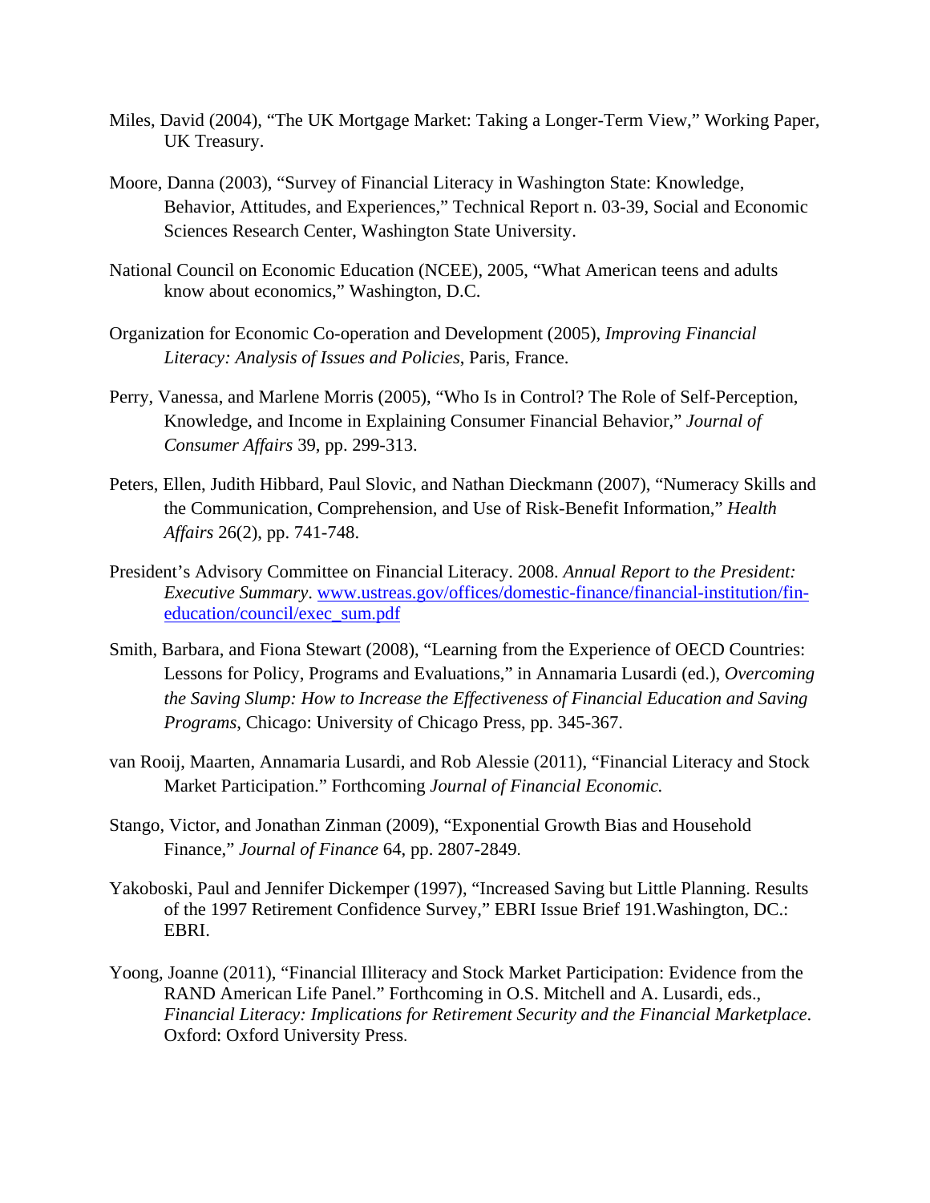Miles, David (2004), "The UK Mortgage Market: Taking a Longer-Term View," Working Paper, UK Treasury.

Moore, Danna (2003), "Survey of Financial Literacy in Washington State: Knowledge, Behavior, Attitudes, and Experiences," Technical Report n. 03-39, Social and Economic Sciences Research Center, Washington State University.

National Council on Economic Education (NCEE), 2005, "What American teens and adults know about economics," Washington, D.C.

Organization for Economic Co-operation and Development (2005), *Improving Financial Literacy: Analysis of Issues and Policies*, Paris, France.

Perry, Vanessa, and Marlene Morris (2005), "Who Is in Control? The Role of Self-Perception, Knowledge, and Income in Explaining Consumer Financial Behavior," *Journal of Consumer Affairs* 39, pp. 299-313.

Peters, Ellen, Judith Hibbard, Paul Slovic, and Nathan Dieckmann (2007), "Numeracy Skills and the Communication, Comprehension, and Use of Risk-Benefit Information," *Health Affairs* 26(2), pp. 741-748.

President's Advisory Committee on Financial Literacy. 2008. *Annual Report to the President: Executive Summary*. [www.ustreas.gov/offices/domestic-finance/financial-institution/fin-education/council/exec_sum.pdf](www.ustreas.gov/offices/domestic-finance/financial-institution/fin-education/council/exec_sum.pdf)

Smith, Barbara, and Fiona Stewart (2008), "Learning from the Experience of OECD Countries: Lessons for Policy, Programs and Evaluations," in Annamaria Lusardi (ed.), *Overcoming the Saving Slump: How to Increase the Effectiveness of Financial Education and Saving Programs*, Chicago: University of Chicago Press, pp. 345-367.

van Rooij, Maarten, Annamaria Lusardi, and Rob Alessie (2011), "Financial Literacy and Stock Market Participation." Forthcoming *Journal of Financial Economic.*

Stango, Victor, and Jonathan Zinman (2009), "Exponential Growth Bias and Household Finance," *Journal of Finance* 64, pp. 2807-2849.

Yakoboski, Paul and Jennifer Dickemper (1997), "Increased Saving but Little Planning. Results of the 1997 Retirement Confidence Survey," EBRI Issue Brief 191.Washington, DC.: EBRI.

Yoong, Joanne (2011), "Financial Illiteracy and Stock Market Participation: Evidence from the RAND American Life Panel." Forthcoming in O.S. Mitchell and A. Lusardi, eds., *Financial Literacy: Implications for Retirement Security and the Financial Marketplace*. Oxford: Oxford University Press.